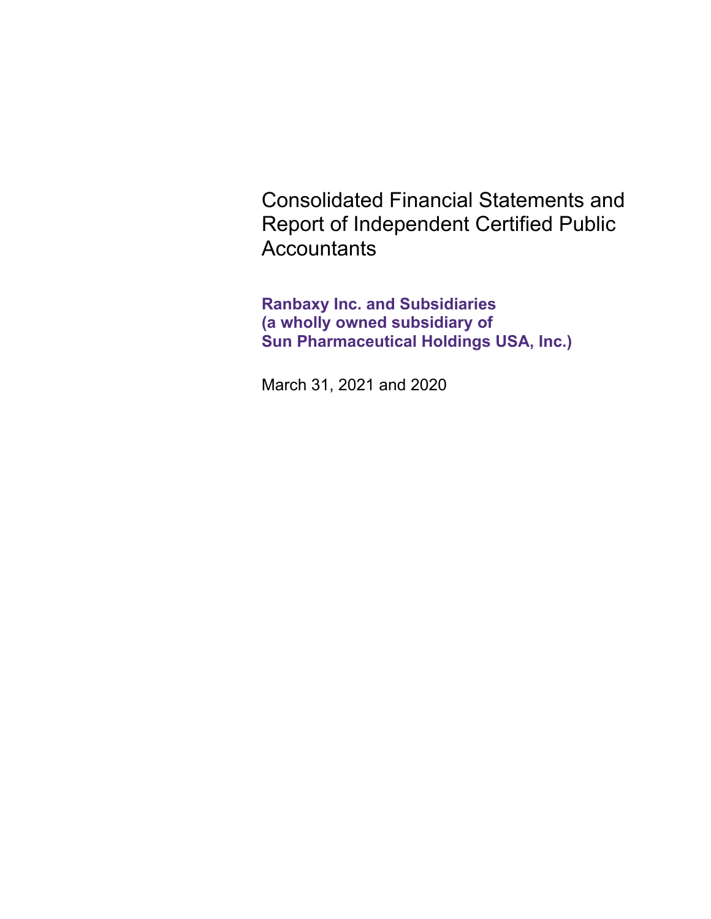# Consolidated Financial Statements and Report of Independent Certified Public Accountants

**Ranbaxy Inc. and Subsidiaries**
**(a wholly owned subsidiary of**
**Sun Pharmaceutical Holdings USA, Inc.)**

March 31, 2021 and 2020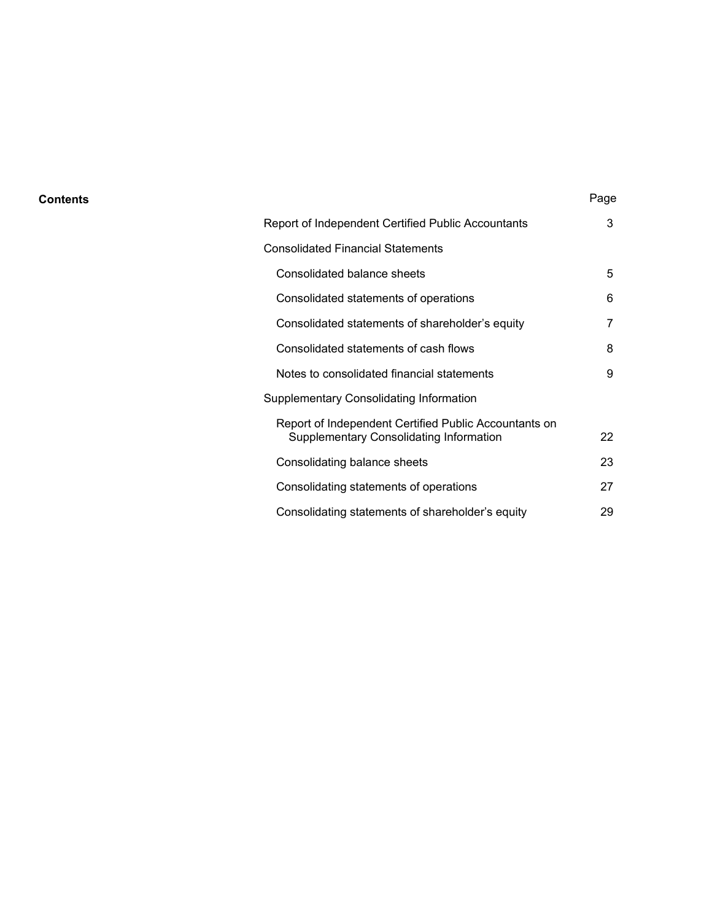**Contents**

| | Page |
|---|---|
| Report of Independent Certified Public Accountants | 3 |
| Consolidated Financial Statements | |
| Consolidated balance sheets | 5 |
| Consolidated statements of operations | 6 |
| Consolidated statements of shareholder's equity | 7 |
| Consolidated statements of cash flows | 8 |
| Notes to consolidated financial statements | 9 |
| Supplementary Consolidating Information | |
| Report of Independent Certified Public Accountants on Supplementary Consolidating Information | 22 |
| Consolidating balance sheets | 23 |
| Consolidating statements of operations | 27 |
| Consolidating statements of shareholder's equity | 29 |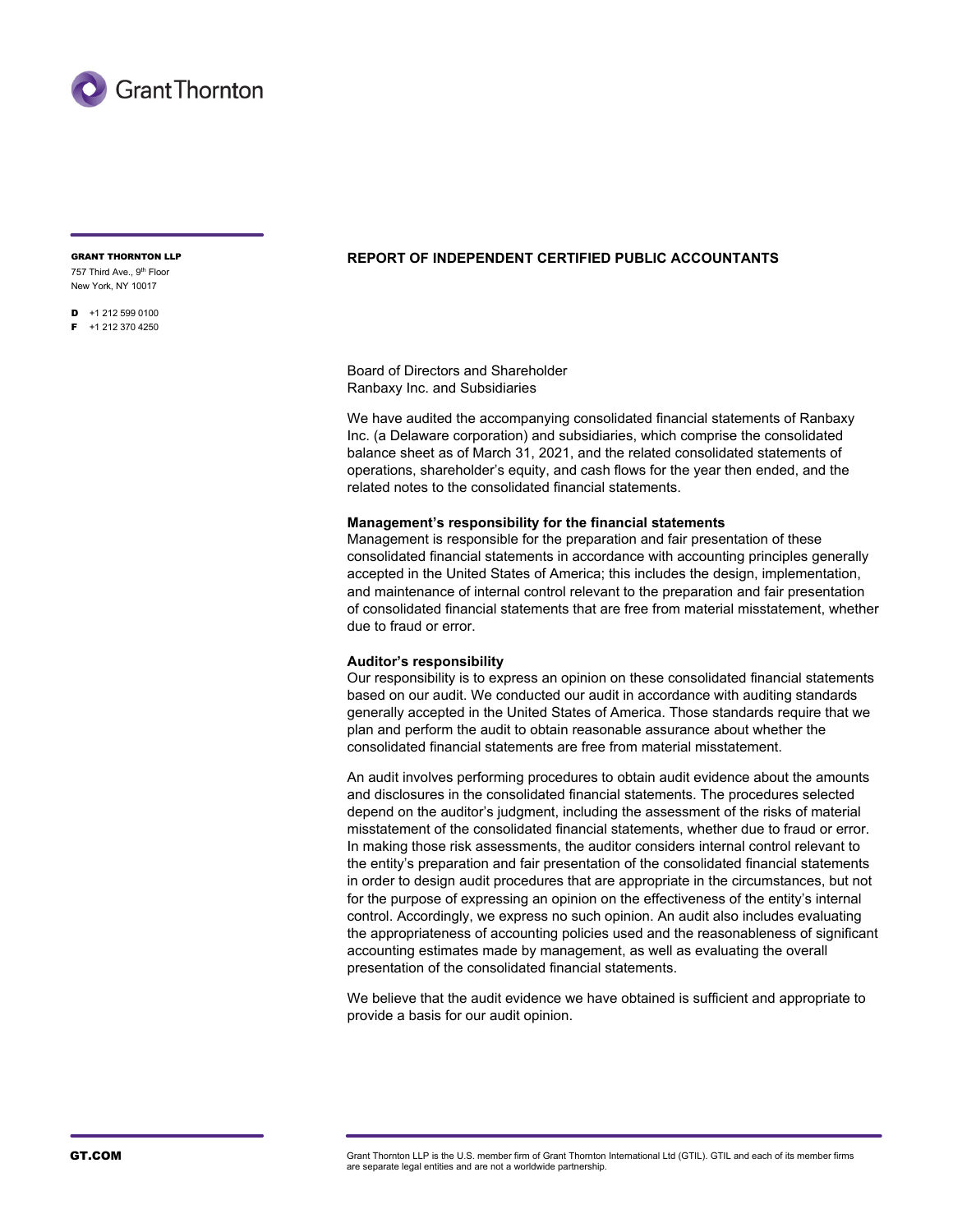**GRANT THORNTON LLP**
757 Third Ave., 9th Floor
New York, NY 10017

**D** +1 212 599 0100
**F** +1 212 370 4250

## REPORT OF INDEPENDENT CERTIFIED PUBLIC ACCOUNTANTS

Board of Directors and Shareholder
Ranbaxy Inc. and Subsidiaries

We have audited the accompanying consolidated financial statements of Ranbaxy Inc. (a Delaware corporation) and subsidiaries, which comprise the consolidated balance sheet as of March 31, 2021, and the related consolidated statements of operations, shareholder's equity, and cash flows for the year then ended, and the related notes to the consolidated financial statements.

**Management's responsibility for the financial statements**
Management is responsible for the preparation and fair presentation of these consolidated financial statements in accordance with accounting principles generally accepted in the United States of America; this includes the design, implementation, and maintenance of internal control relevant to the preparation and fair presentation of consolidated financial statements that are free from material misstatement, whether due to fraud or error.

**Auditor's responsibility**
Our responsibility is to express an opinion on these consolidated financial statements based on our audit. We conducted our audit in accordance with auditing standards generally accepted in the United States of America. Those standards require that we plan and perform the audit to obtain reasonable assurance about whether the consolidated financial statements are free from material misstatement.

An audit involves performing procedures to obtain audit evidence about the amounts and disclosures in the consolidated financial statements. The procedures selected depend on the auditor's judgment, including the assessment of the risks of material misstatement of the consolidated financial statements, whether due to fraud or error. In making those risk assessments, the auditor considers internal control relevant to the entity's preparation and fair presentation of the consolidated financial statements in order to design audit procedures that are appropriate in the circumstances, but not for the purpose of expressing an opinion on the effectiveness of the entity's internal control. Accordingly, we express no such opinion. An audit also includes evaluating the appropriateness of accounting policies used and the reasonableness of significant accounting estimates made by management, as well as evaluating the overall presentation of the consolidated financial statements.

We believe that the audit evidence we have obtained is sufficient and appropriate to provide a basis for our audit opinion.

GT.COM

Grant Thornton LLP is the U.S. member firm of Grant Thornton International Ltd (GTIL). GTIL and each of its member firms are separate legal entities and are not a worldwide partnership.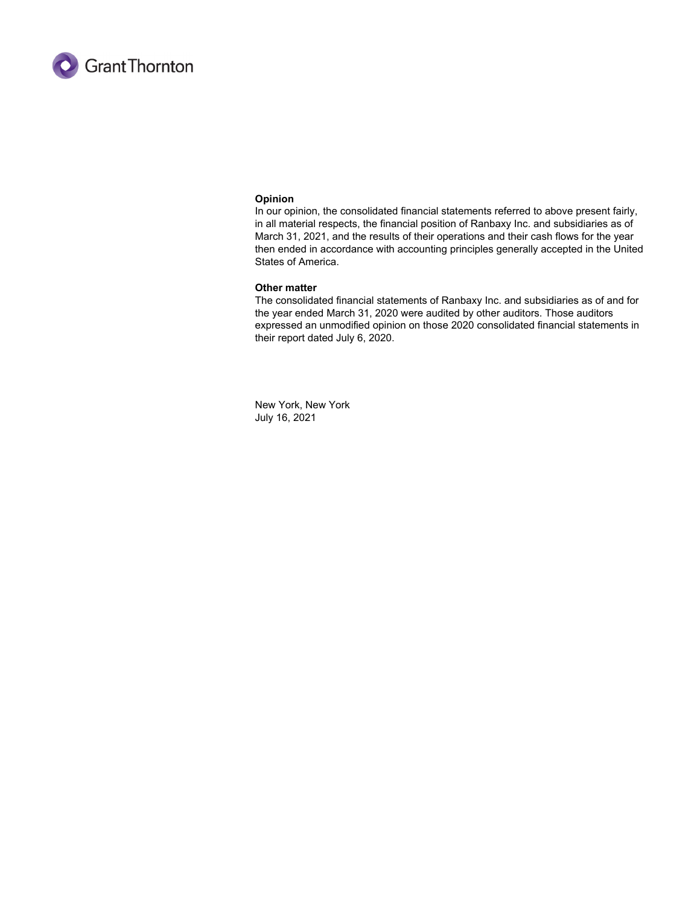**Opinion**

In our opinion, the consolidated financial statements referred to above present fairly, in all material respects, the financial position of Ranbaxy Inc. and subsidiaries as of March 31, 2021, and the results of their operations and their cash flows for the year then ended in accordance with accounting principles generally accepted in the United States of America.

**Other matter**

The consolidated financial statements of Ranbaxy Inc. and subsidiaries as of and for the year ended March 31, 2020 were audited by other auditors. Those auditors expressed an unmodified opinion on those 2020 consolidated financial statements in their report dated July 6, 2020.

New York, New York
July 16, 2021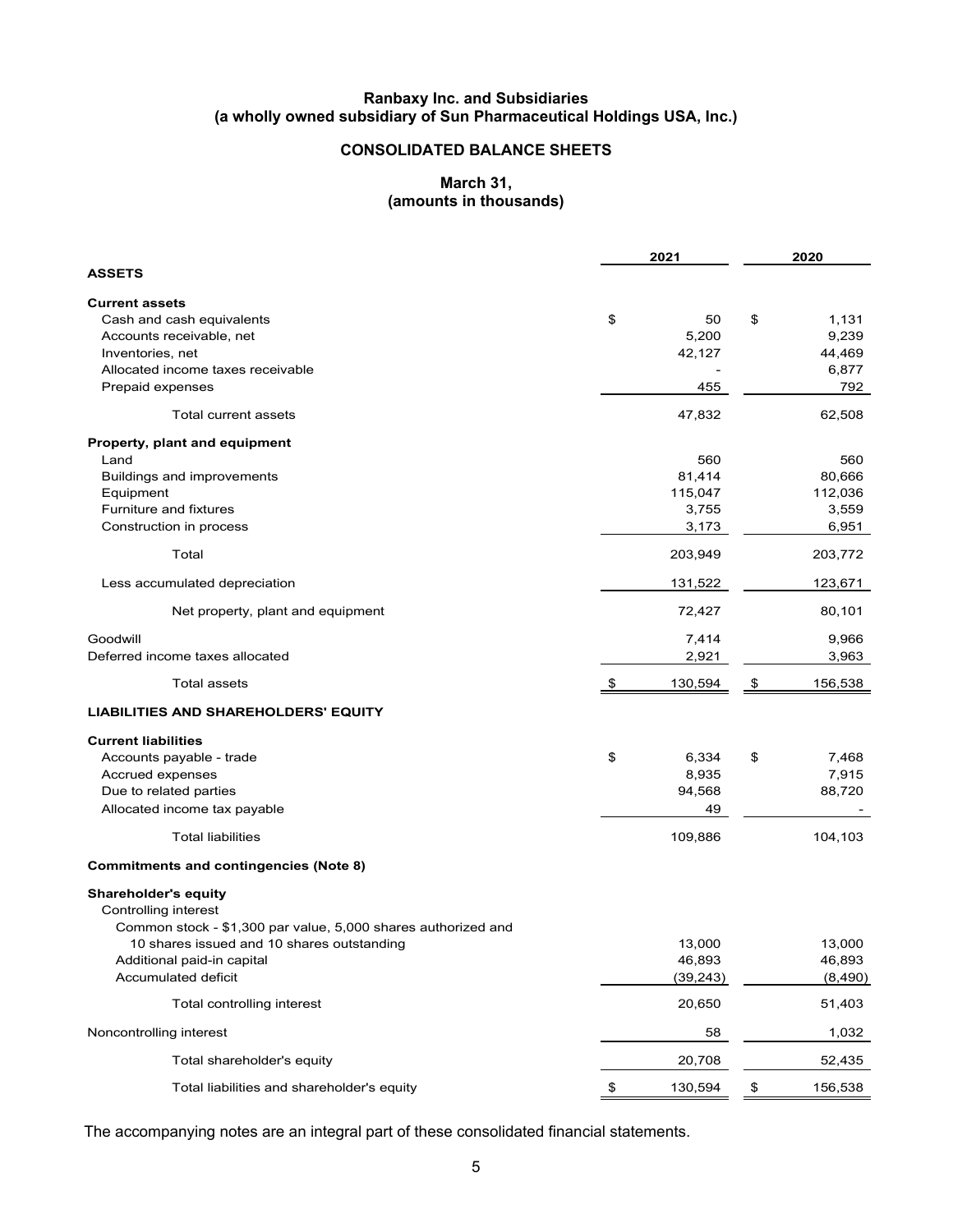**Ranbaxy Inc. and Subsidiaries**
**(a wholly owned subsidiary of Sun Pharmaceutical Holdings USA, Inc.)**

## CONSOLIDATED BALANCE SHEETS

**March 31,**
**(amounts in thousands)**

| | 2021 | 2020 |
|---|---|---|
| **ASSETS** | | |
| **Current assets** | | |
| Cash and cash equivalents | $ 50 | $ 1,131 |
| Accounts receivable, net | 5,200 | 9,239 |
| Inventories, net | 42,127 | 44,469 |
| Allocated income taxes receivable | - | 6,877 |
| Prepaid expenses | 455 | 792 |
| Total current assets | 47,832 | 62,508 |
| **Property, plant and equipment** | | |
| Land | 560 | 560 |
| Buildings and improvements | 81,414 | 80,666 |
| Equipment | 115,047 | 112,036 |
| Furniture and fixtures | 3,755 | 3,559 |
| Construction in process | 3,173 | 6,951 |
| Total | 203,949 | 203,772 |
| Less accumulated depreciation | 131,522 | 123,671 |
| Net property, plant and equipment | 72,427 | 80,101 |
| Goodwill | 7,414 | 9,966 |
| Deferred income taxes allocated | 2,921 | 3,963 |
| Total assets | $ 130,594 | $ 156,538 |
| **LIABILITIES AND SHAREHOLDERS' EQUITY** | | |
| **Current liabilities** | | |
| Accounts payable - trade | $ 6,334 | $ 7,468 |
| Accrued expenses | 8,935 | 7,915 |
| Due to related parties | 94,568 | 88,720 |
| Allocated income tax payable | 49 | - |
| Total liabilities | 109,886 | 104,103 |
| **Commitments and contingencies (Note 8)** | | |
| **Shareholder's equity** | | |
| Controlling interest | | |
| Common stock - $1,300 par value, 5,000 shares authorized and 10 shares issued and 10 shares outstanding | 13,000 | 13,000 |
| Additional paid-in capital | 46,893 | 46,893 |
| Accumulated deficit | (39,243) | (8,490) |
| Total controlling interest | 20,650 | 51,403 |
| Noncontrolling interest | 58 | 1,032 |
| Total shareholder's equity | 20,708 | 52,435 |
| Total liabilities and shareholder's equity | $ 130,594 | $ 156,538 |

The accompanying notes are an integral part of these consolidated financial statements.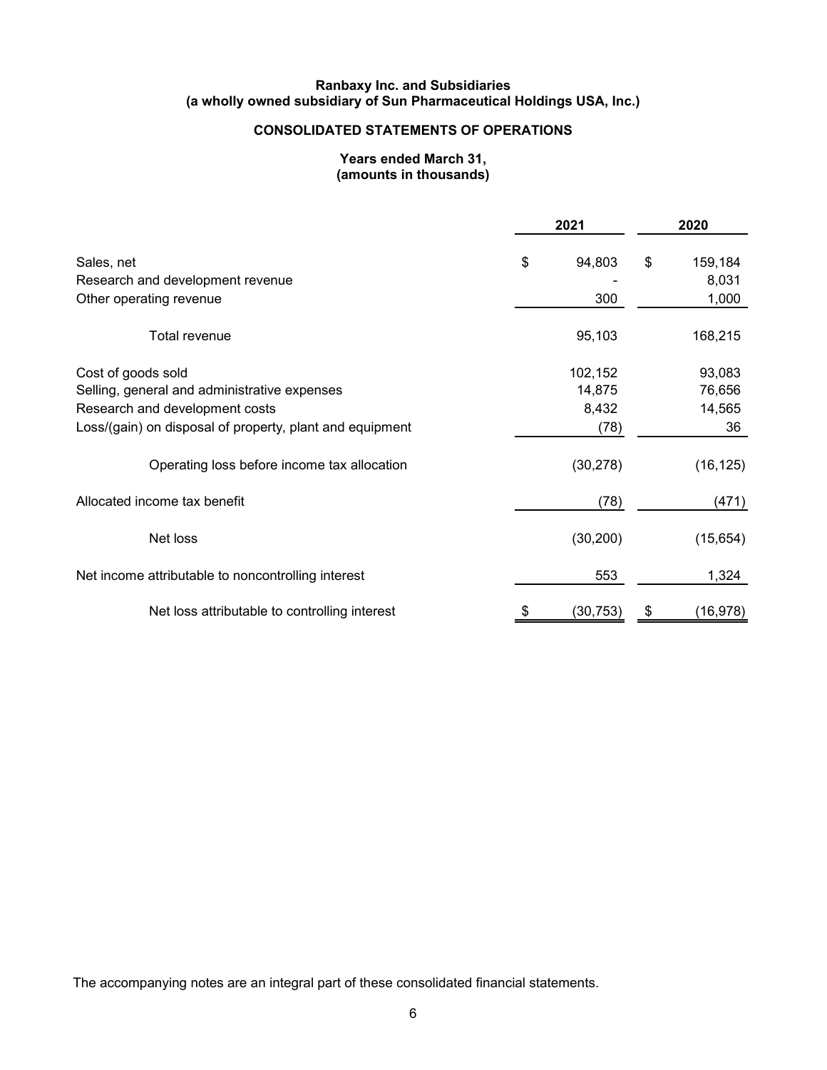**Ranbaxy Inc. and Subsidiaries**
**(a wholly owned subsidiary of Sun Pharmaceutical Holdings USA, Inc.)**

## CONSOLIDATED STATEMENTS OF OPERATIONS

**Years ended March 31,**
**(amounts in thousands)**

| | 2021 | 2020 |
|---|---|---|
| Sales, net | $ 94,803 | $ 159,184 |
| Research and development revenue | - | 8,031 |
| Other operating revenue | 300 | 1,000 |
| Total revenue | 95,103 | 168,215 |
| Cost of goods sold | 102,152 | 93,083 |
| Selling, general and administrative expenses | 14,875 | 76,656 |
| Research and development costs | 8,432 | 14,565 |
| Loss/(gain) on disposal of property, plant and equipment | (78) | 36 |
| Operating loss before income tax allocation | (30,278) | (16,125) |
| Allocated income tax benefit | (78) | (471) |
| Net loss | (30,200) | (15,654) |
| Net income attributable to noncontrolling interest | 553 | 1,324 |
| Net loss attributable to controlling interest | $ (30,753) | $ (16,978) |

The accompanying notes are an integral part of these consolidated financial statements.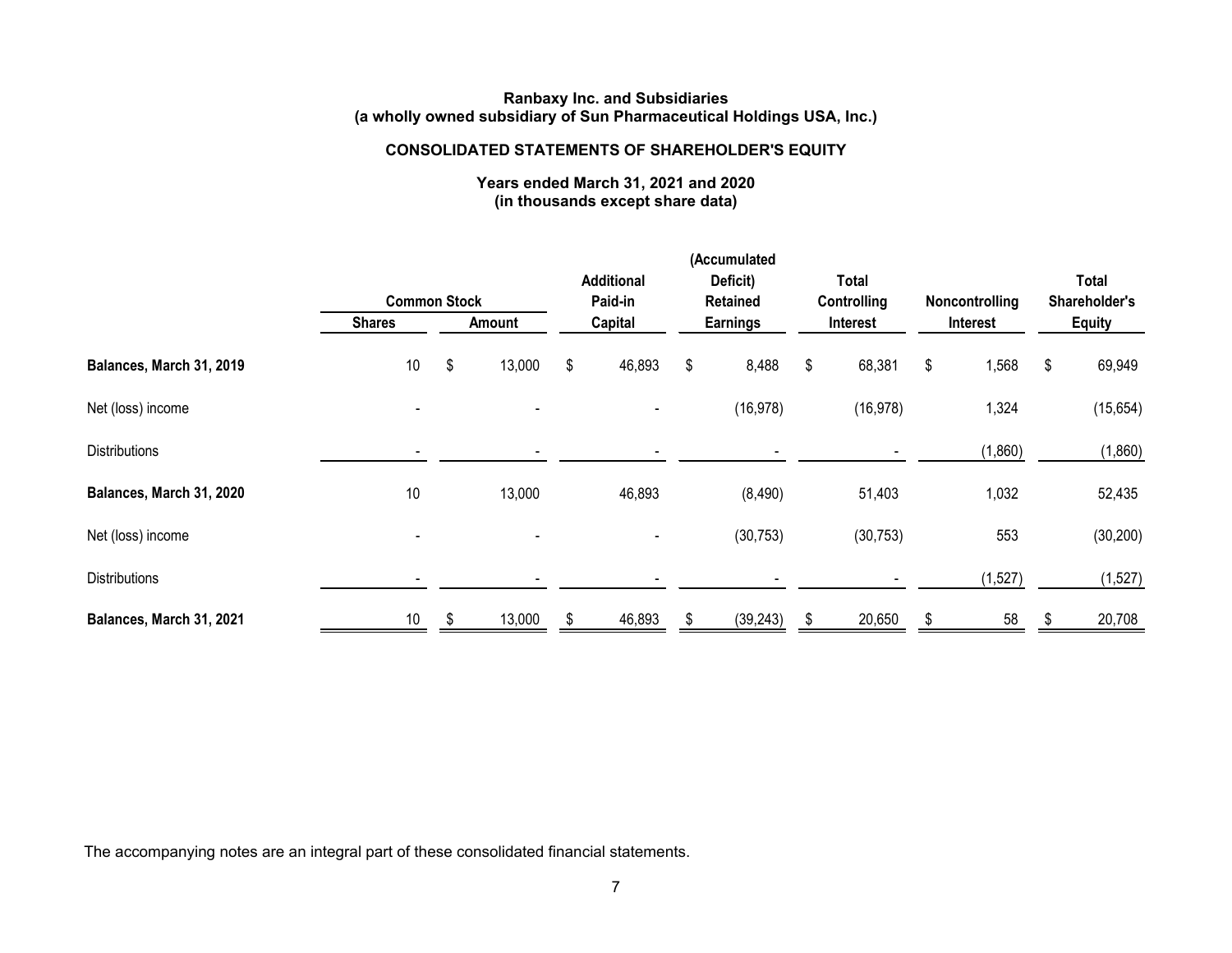**Ranbaxy Inc. and Subsidiaries**
**(a wholly owned subsidiary of Sun Pharmaceutical Holdings USA, Inc.)**

## CONSOLIDATED STATEMENTS OF SHAREHOLDER'S EQUITY

**Years ended March 31, 2021 and 2020**
**(in thousands except share data)**

| | Common Stock | | Additional Paid-in | (Accumulated Deficit) Retained | Total Controlling | Noncontrolling | Total Shareholder's |
|---|---|---|---|---|---|---|---|
| | Shares | Amount | Capital | Earnings | Interest | Interest | Equity |
| **Balances, March 31, 2019** | 10 | $ 13,000 | $ 46,893 | $ 8,488 | $ 68,381 | $ 1,568 | $ 69,949 |
| Net (loss) income | - | - | - | (16,978) | (16,978) | 1,324 | (15,654) |
| Distributions | - | - | - | - | - | (1,860) | (1,860) |
| **Balances, March 31, 2020** | 10 | 13,000 | 46,893 | (8,490) | 51,403 | 1,032 | 52,435 |
| Net (loss) income | - | - | - | (30,753) | (30,753) | 553 | (30,200) |
| Distributions | - | - | - | - | - | (1,527) | (1,527) |
| **Balances, March 31, 2021** | 10 | $ 13,000 | $ 46,893 | $ (39,243) | $ 20,650 | $ 58 | $ 20,708 |

The accompanying notes are an integral part of these consolidated financial statements.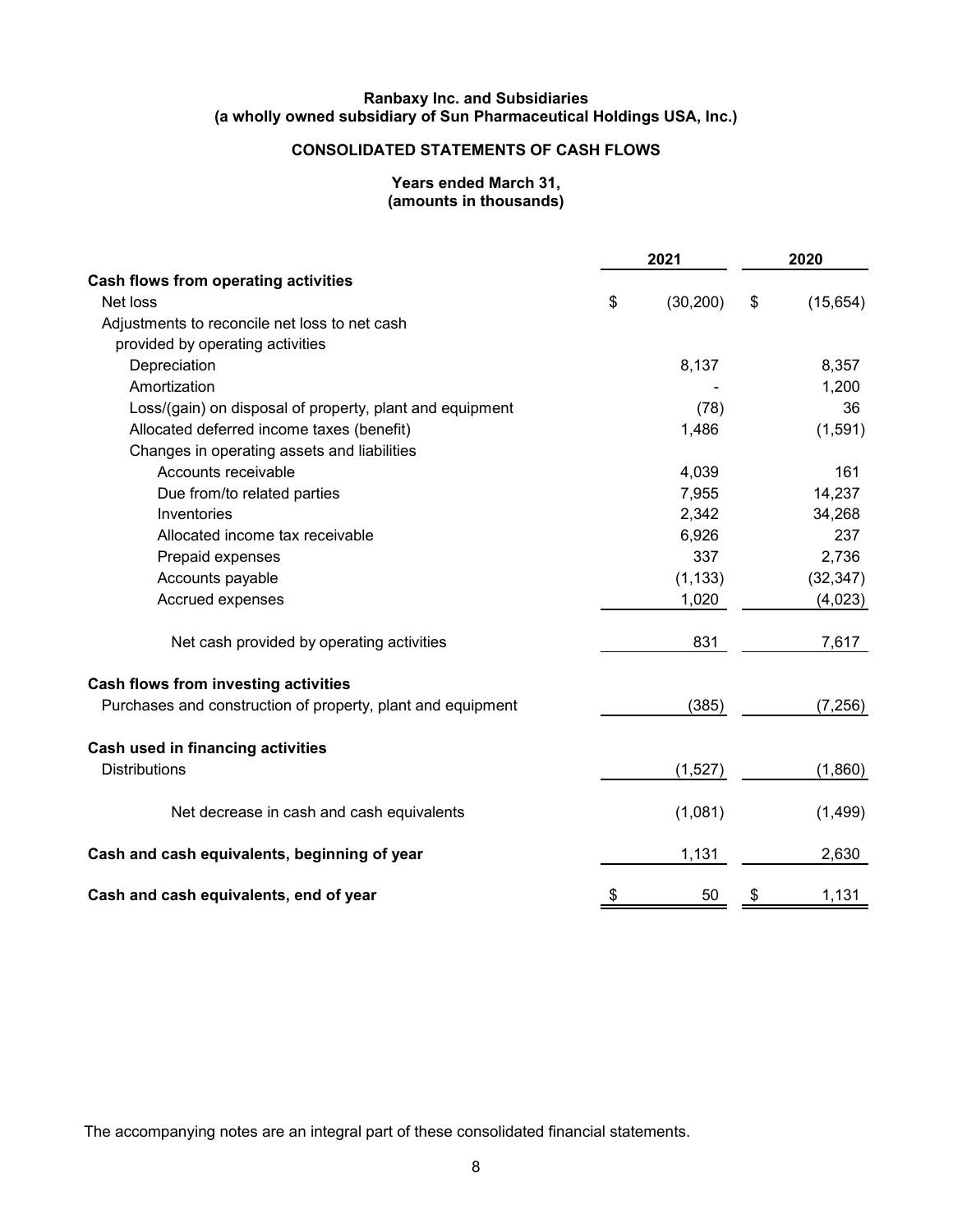**Ranbaxy Inc. and Subsidiaries**
**(a wholly owned subsidiary of Sun Pharmaceutical Holdings USA, Inc.)**

**CONSOLIDATED STATEMENTS OF CASH FLOWS**

**Years ended March 31,**
**(amounts in thousands)**

| | 2021 | 2020 |
|---|---|---|
| **Cash flows from operating activities** | | |
| Net loss | $ (30,200) | $ (15,654) |
| Adjustments to reconcile net loss to net cash provided by operating activities | | |
| Depreciation | 8,137 | 8,357 |
| Amortization | - | 1,200 |
| Loss/(gain) on disposal of property, plant and equipment | (78) | 36 |
| Allocated deferred income taxes (benefit) | 1,486 | (1,591) |
| Changes in operating assets and liabilities | | |
| Accounts receivable | 4,039 | 161 |
| Due from/to related parties | 7,955 | 14,237 |
| Inventories | 2,342 | 34,268 |
| Allocated income tax receivable | 6,926 | 237 |
| Prepaid expenses | 337 | 2,736 |
| Accounts payable | (1,133) | (32,347) |
| Accrued expenses | 1,020 | (4,023) |
| Net cash provided by operating activities | 831 | 7,617 |
| **Cash flows from investing activities** | | |
| Purchases and construction of property, plant and equipment | (385) | (7,256) |
| **Cash used in financing activities** | | |
| Distributions | (1,527) | (1,860) |
| Net decrease in cash and cash equivalents | (1,081) | (1,499) |
| **Cash and cash equivalents, beginning of year** | 1,131 | 2,630 |
| **Cash and cash equivalents, end of year** | $ 50 | $ 1,131 |

The accompanying notes are an integral part of these consolidated financial statements.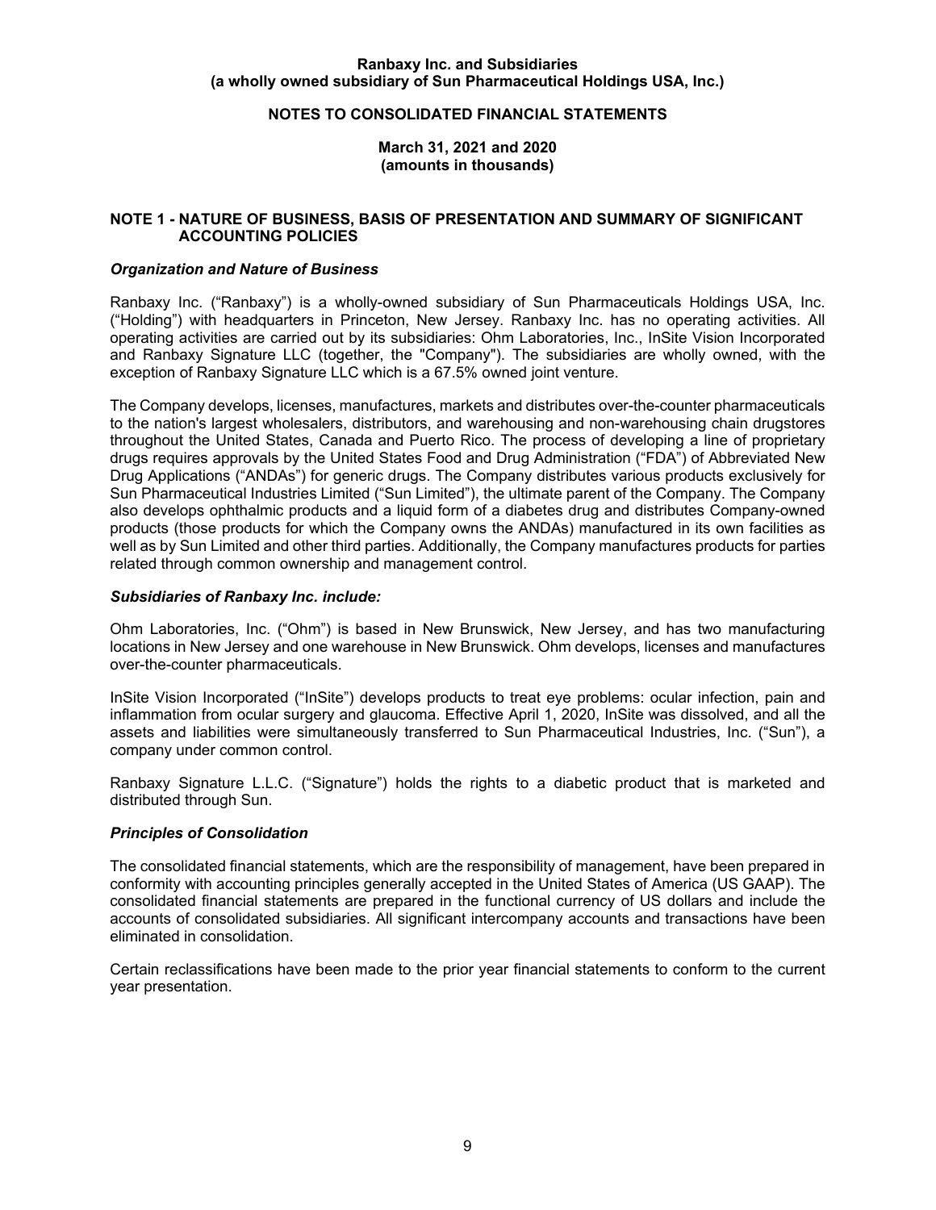**Ranbaxy Inc. and Subsidiaries**
**(a wholly owned subsidiary of Sun Pharmaceutical Holdings USA, Inc.)**

**NOTES TO CONSOLIDATED FINANCIAL STATEMENTS**

**March 31, 2021 and 2020**
**(amounts in thousands)**

## NOTE 1 - NATURE OF BUSINESS, BASIS OF PRESENTATION AND SUMMARY OF SIGNIFICANT ACCOUNTING POLICIES

### *Organization and Nature of Business*

Ranbaxy Inc. ("Ranbaxy") is a wholly-owned subsidiary of Sun Pharmaceuticals Holdings USA, Inc. ("Holding") with headquarters in Princeton, New Jersey. Ranbaxy Inc. has no operating activities. All operating activities are carried out by its subsidiaries: Ohm Laboratories, Inc., InSite Vision Incorporated and Ranbaxy Signature LLC (together, the "Company"). The subsidiaries are wholly owned, with the exception of Ranbaxy Signature LLC which is a 67.5% owned joint venture.

The Company develops, licenses, manufactures, markets and distributes over-the-counter pharmaceuticals to the nation's largest wholesalers, distributors, and warehousing and non-warehousing chain drugstores throughout the United States, Canada and Puerto Rico. The process of developing a line of proprietary drugs requires approvals by the United States Food and Drug Administration ("FDA") of Abbreviated New Drug Applications ("ANDAs") for generic drugs. The Company distributes various products exclusively for Sun Pharmaceutical Industries Limited ("Sun Limited"), the ultimate parent of the Company. The Company also develops ophthalmic products and a liquid form of a diabetes drug and distributes Company-owned products (those products for which the Company owns the ANDAs) manufactured in its own facilities as well as by Sun Limited and other third parties. Additionally, the Company manufactures products for parties related through common ownership and management control.

### *Subsidiaries of Ranbaxy Inc. include:*

Ohm Laboratories, Inc. ("Ohm") is based in New Brunswick, New Jersey, and has two manufacturing locations in New Jersey and one warehouse in New Brunswick. Ohm develops, licenses and manufactures over-the-counter pharmaceuticals.

InSite Vision Incorporated ("InSite") develops products to treat eye problems: ocular infection, pain and inflammation from ocular surgery and glaucoma. Effective April 1, 2020, InSite was dissolved, and all the assets and liabilities were simultaneously transferred to Sun Pharmaceutical Industries, Inc. ("Sun"), a company under common control.

Ranbaxy Signature L.L.C. ("Signature") holds the rights to a diabetic product that is marketed and distributed through Sun.

### *Principles of Consolidation*

The consolidated financial statements, which are the responsibility of management, have been prepared in conformity with accounting principles generally accepted in the United States of America (US GAAP). The consolidated financial statements are prepared in the functional currency of US dollars and include the accounts of consolidated subsidiaries. All significant intercompany accounts and transactions have been eliminated in consolidation.

Certain reclassifications have been made to the prior year financial statements to conform to the current year presentation.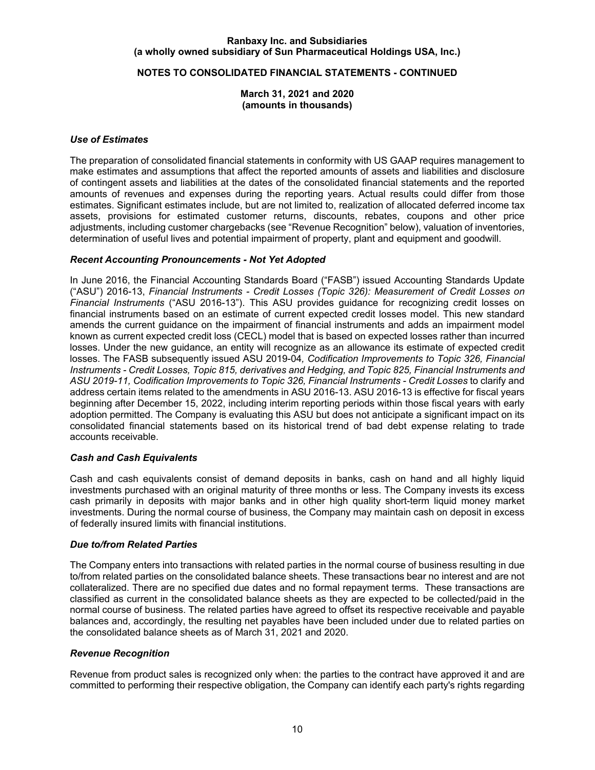### *Use of Estimates*

The preparation of consolidated financial statements in conformity with US GAAP requires management to make estimates and assumptions that affect the reported amounts of assets and liabilities and disclosure of contingent assets and liabilities at the dates of the consolidated financial statements and the reported amounts of revenues and expenses during the reporting years. Actual results could differ from those estimates. Significant estimates include, but are not limited to, realization of allocated deferred income tax assets, provisions for estimated customer returns, discounts, rebates, coupons and other price adjustments, including customer chargebacks (see "Revenue Recognition" below), valuation of inventories, determination of useful lives and potential impairment of property, plant and equipment and goodwill.

### *Recent Accounting Pronouncements - Not Yet Adopted*

In June 2016, the Financial Accounting Standards Board ("FASB") issued Accounting Standards Update ("ASU") 2016-13, *Financial Instruments - Credit Losses (Topic 326): Measurement of Credit Losses on Financial Instruments* ("ASU 2016-13"). This ASU provides guidance for recognizing credit losses on financial instruments based on an estimate of current expected credit losses model. This new standard amends the current guidance on the impairment of financial instruments and adds an impairment model known as current expected credit loss (CECL) model that is based on expected losses rather than incurred losses. Under the new guidance, an entity will recognize as an allowance its estimate of expected credit losses. The FASB subsequently issued ASU 2019-04*, Codification Improvements to Topic 326, Financial Instruments - Credit Losses, Topic 815, derivatives and Hedging, and Topic 825, Financial Instruments and ASU 2019-11, Codification Improvements to Topic 326, Financial Instruments - Credit Losses* to clarify and address certain items related to the amendments in ASU 2016-13. ASU 2016-13 is effective for fiscal years beginning after December 15, 2022, including interim reporting periods within those fiscal years with early adoption permitted. The Company is evaluating this ASU but does not anticipate a significant impact on its consolidated financial statements based on its historical trend of bad debt expense relating to trade accounts receivable.

### *Cash and Cash Equivalents*

Cash and cash equivalents consist of demand deposits in banks, cash on hand and all highly liquid investments purchased with an original maturity of three months or less. The Company invests its excess cash primarily in deposits with major banks and in other high quality short-term liquid money market investments. During the normal course of business, the Company may maintain cash on deposit in excess of federally insured limits with financial institutions.

### *Due to/from Related Parties*

The Company enters into transactions with related parties in the normal course of business resulting in due to/from related parties on the consolidated balance sheets. These transactions bear no interest and are not collateralized. There are no specified due dates and no formal repayment terms. These transactions are classified as current in the consolidated balance sheets as they are expected to be collected/paid in the normal course of business. The related parties have agreed to offset its respective receivable and payable balances and, accordingly, the resulting net payables have been included under due to related parties on the consolidated balance sheets as of March 31, 2021 and 2020.

### *Revenue Recognition*

Revenue from product sales is recognized only when: the parties to the contract have approved it and are committed to performing their respective obligation, the Company can identify each party's rights regarding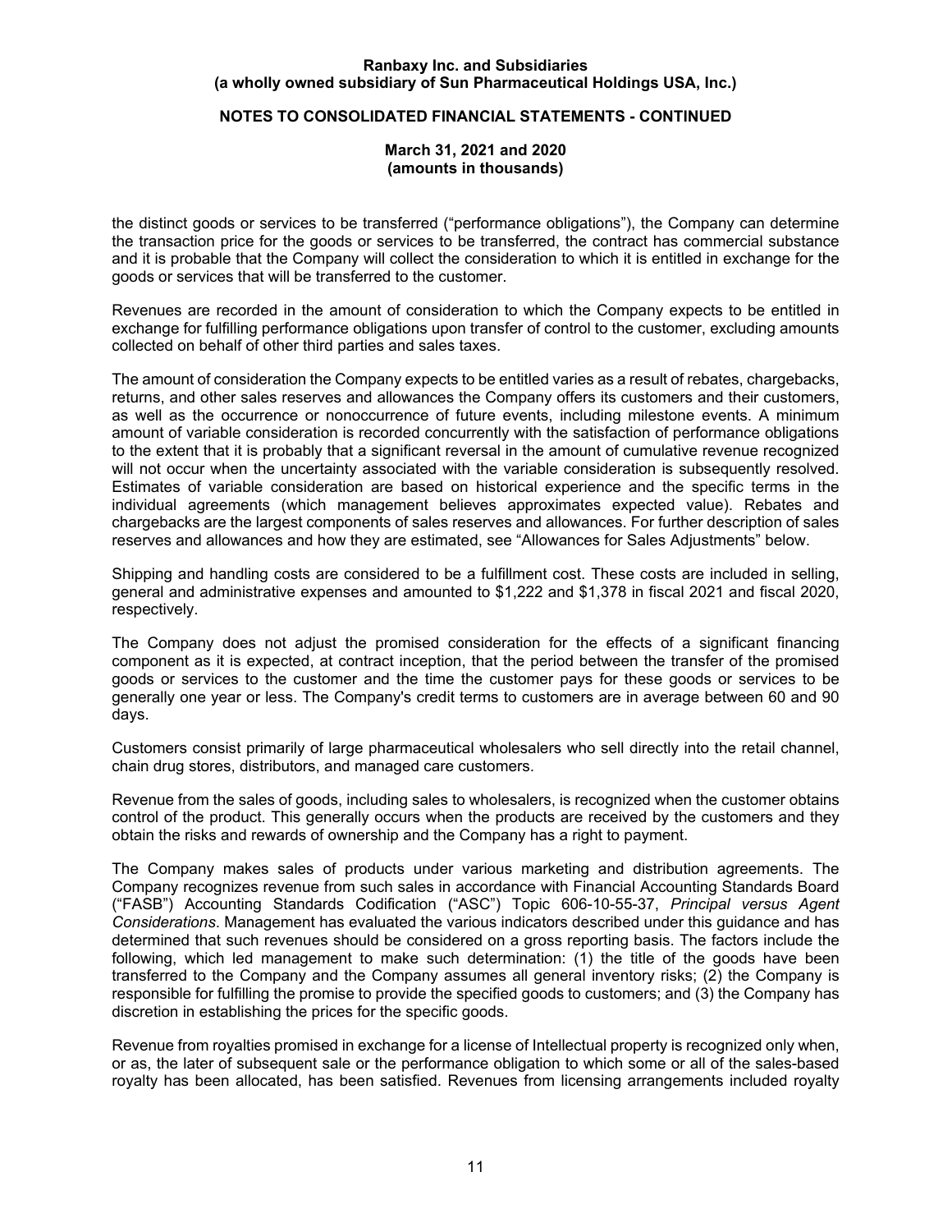the distinct goods or services to be transferred ("performance obligations"), the Company can determine the transaction price for the goods or services to be transferred, the contract has commercial substance and it is probable that the Company will collect the consideration to which it is entitled in exchange for the goods or services that will be transferred to the customer.

Revenues are recorded in the amount of consideration to which the Company expects to be entitled in exchange for fulfilling performance obligations upon transfer of control to the customer, excluding amounts collected on behalf of other third parties and sales taxes.

The amount of consideration the Company expects to be entitled varies as a result of rebates, chargebacks, returns, and other sales reserves and allowances the Company offers its customers and their customers, as well as the occurrence or nonoccurrence of future events, including milestone events. A minimum amount of variable consideration is recorded concurrently with the satisfaction of performance obligations to the extent that it is probably that a significant reversal in the amount of cumulative revenue recognized will not occur when the uncertainty associated with the variable consideration is subsequently resolved. Estimates of variable consideration are based on historical experience and the specific terms in the individual agreements (which management believes approximates expected value). Rebates and chargebacks are the largest components of sales reserves and allowances. For further description of sales reserves and allowances and how they are estimated, see "Allowances for Sales Adjustments" below.

Shipping and handling costs are considered to be a fulfillment cost. These costs are included in selling, general and administrative expenses and amounted to $1,222 and $1,378 in fiscal 2021 and fiscal 2020, respectively.

The Company does not adjust the promised consideration for the effects of a significant financing component as it is expected, at contract inception, that the period between the transfer of the promised goods or services to the customer and the time the customer pays for these goods or services to be generally one year or less. The Company's credit terms to customers are in average between 60 and 90 days.

Customers consist primarily of large pharmaceutical wholesalers who sell directly into the retail channel, chain drug stores, distributors, and managed care customers.

Revenue from the sales of goods, including sales to wholesalers, is recognized when the customer obtains control of the product. This generally occurs when the products are received by the customers and they obtain the risks and rewards of ownership and the Company has a right to payment.

The Company makes sales of products under various marketing and distribution agreements. The Company recognizes revenue from such sales in accordance with Financial Accounting Standards Board ("FASB") Accounting Standards Codification ("ASC") Topic 606-10-55-37, *Principal versus Agent Considerations*. Management has evaluated the various indicators described under this guidance and has determined that such revenues should be considered on a gross reporting basis. The factors include the following, which led management to make such determination: (1) the title of the goods have been transferred to the Company and the Company assumes all general inventory risks; (2) the Company is responsible for fulfilling the promise to provide the specified goods to customers; and (3) the Company has discretion in establishing the prices for the specific goods.

Revenue from royalties promised in exchange for a license of Intellectual property is recognized only when, or as, the later of subsequent sale or the performance obligation to which some or all of the sales-based royalty has been allocated, has been satisfied. Revenues from licensing arrangements included royalty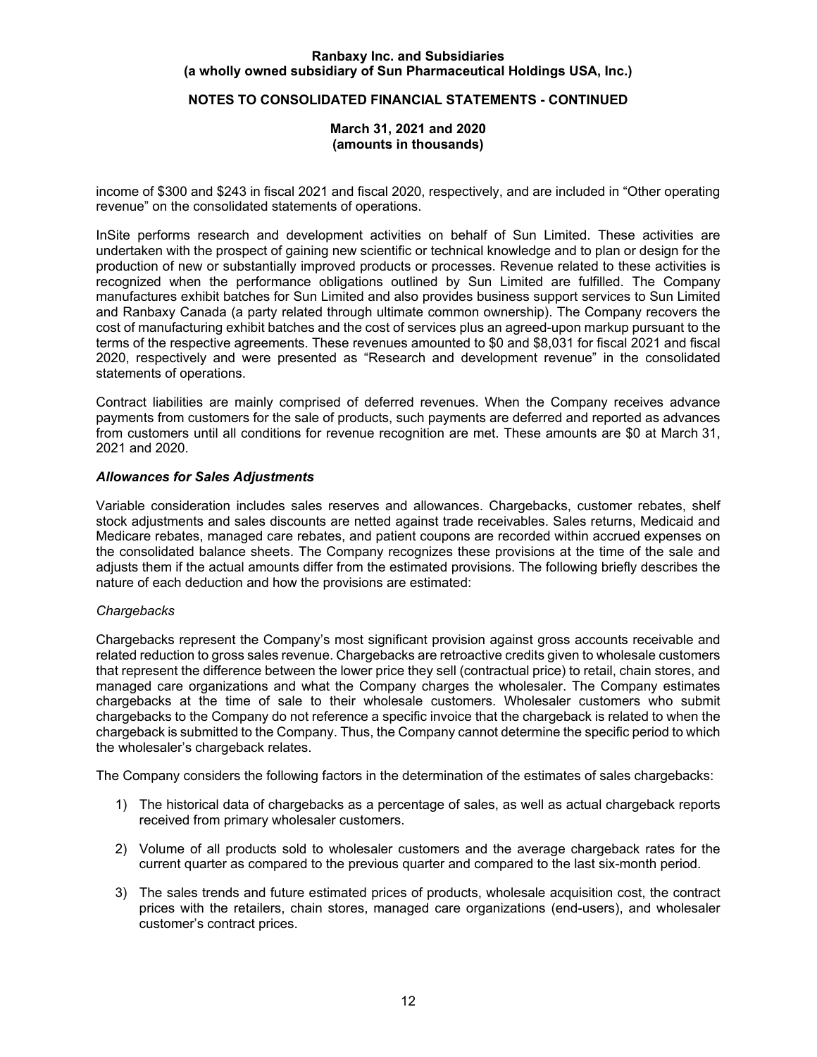income of $300 and $243 in fiscal 2021 and fiscal 2020, respectively, and are included in "Other operating revenue" on the consolidated statements of operations.

InSite performs research and development activities on behalf of Sun Limited. These activities are undertaken with the prospect of gaining new scientific or technical knowledge and to plan or design for the production of new or substantially improved products or processes. Revenue related to these activities is recognized when the performance obligations outlined by Sun Limited are fulfilled. The Company manufactures exhibit batches for Sun Limited and also provides business support services to Sun Limited and Ranbaxy Canada (a party related through ultimate common ownership). The Company recovers the cost of manufacturing exhibit batches and the cost of services plus an agreed-upon markup pursuant to the terms of the respective agreements. These revenues amounted to $0 and $8,031 for fiscal 2021 and fiscal 2020, respectively and were presented as "Research and development revenue" in the consolidated statements of operations.

Contract liabilities are mainly comprised of deferred revenues. When the Company receives advance payments from customers for the sale of products, such payments are deferred and reported as advances from customers until all conditions for revenue recognition are met. These amounts are $0 at March 31, 2021 and 2020.

### *Allowances for Sales Adjustments*

Variable consideration includes sales reserves and allowances. Chargebacks, customer rebates, shelf stock adjustments and sales discounts are netted against trade receivables. Sales returns, Medicaid and Medicare rebates, managed care rebates, and patient coupons are recorded within accrued expenses on the consolidated balance sheets. The Company recognizes these provisions at the time of the sale and adjusts them if the actual amounts differ from the estimated provisions. The following briefly describes the nature of each deduction and how the provisions are estimated:

*Chargebacks*

Chargebacks represent the Company's most significant provision against gross accounts receivable and related reduction to gross sales revenue. Chargebacks are retroactive credits given to wholesale customers that represent the difference between the lower price they sell (contractual price) to retail, chain stores, and managed care organizations and what the Company charges the wholesaler. The Company estimates chargebacks at the time of sale to their wholesale customers. Wholesaler customers who submit chargebacks to the Company do not reference a specific invoice that the chargeback is related to when the chargeback is submitted to the Company. Thus, the Company cannot determine the specific period to which the wholesaler's chargeback relates.

The Company considers the following factors in the determination of the estimates of sales chargebacks:

1) The historical data of chargebacks as a percentage of sales, as well as actual chargeback reports received from primary wholesaler customers.

2) Volume of all products sold to wholesaler customers and the average chargeback rates for the current quarter as compared to the previous quarter and compared to the last six-month period.

3) The sales trends and future estimated prices of products, wholesale acquisition cost, the contract prices with the retailers, chain stores, managed care organizations (end-users), and wholesaler customer's contract prices.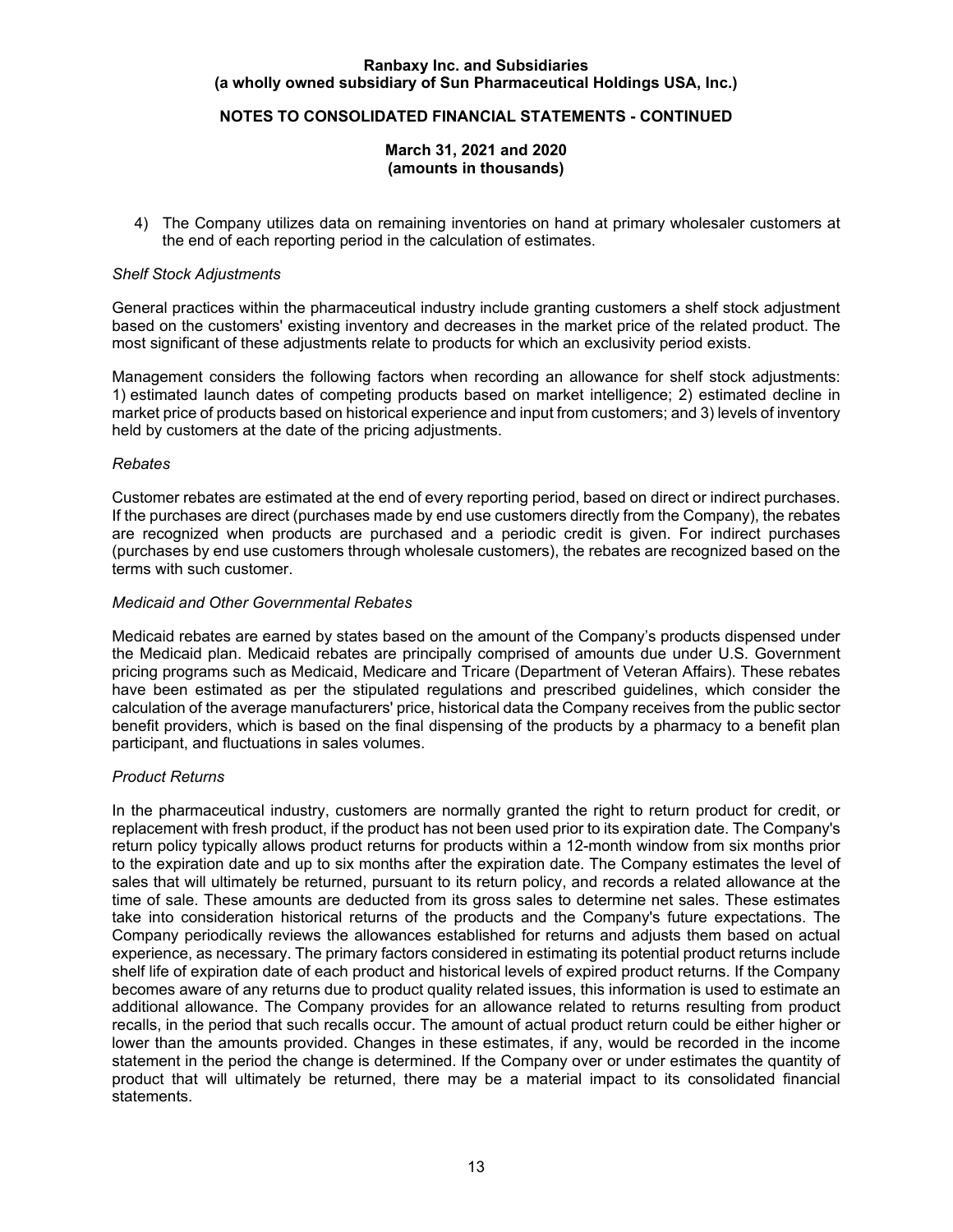4) The Company utilizes data on remaining inventories on hand at primary wholesaler customers at the end of each reporting period in the calculation of estimates.

*Shelf Stock Adjustments*

General practices within the pharmaceutical industry include granting customers a shelf stock adjustment based on the customers' existing inventory and decreases in the market price of the related product. The most significant of these adjustments relate to products for which an exclusivity period exists.

Management considers the following factors when recording an allowance for shelf stock adjustments: 1) estimated launch dates of competing products based on market intelligence; 2) estimated decline in market price of products based on historical experience and input from customers; and 3) levels of inventory held by customers at the date of the pricing adjustments.

*Rebates*

Customer rebates are estimated at the end of every reporting period, based on direct or indirect purchases. If the purchases are direct (purchases made by end use customers directly from the Company), the rebates are recognized when products are purchased and a periodic credit is given. For indirect purchases (purchases by end use customers through wholesale customers), the rebates are recognized based on the terms with such customer.

*Medicaid and Other Governmental Rebates*

Medicaid rebates are earned by states based on the amount of the Company's products dispensed under the Medicaid plan. Medicaid rebates are principally comprised of amounts due under U.S. Government pricing programs such as Medicaid, Medicare and Tricare (Department of Veteran Affairs). These rebates have been estimated as per the stipulated regulations and prescribed guidelines, which consider the calculation of the average manufacturers' price, historical data the Company receives from the public sector benefit providers, which is based on the final dispensing of the products by a pharmacy to a benefit plan participant, and fluctuations in sales volumes.

*Product Returns*

In the pharmaceutical industry, customers are normally granted the right to return product for credit, or replacement with fresh product, if the product has not been used prior to its expiration date. The Company's return policy typically allows product returns for products within a 12-month window from six months prior to the expiration date and up to six months after the expiration date. The Company estimates the level of sales that will ultimately be returned, pursuant to its return policy, and records a related allowance at the time of sale. These amounts are deducted from its gross sales to determine net sales. These estimates take into consideration historical returns of the products and the Company's future expectations. The Company periodically reviews the allowances established for returns and adjusts them based on actual experience, as necessary. The primary factors considered in estimating its potential product returns include shelf life of expiration date of each product and historical levels of expired product returns. If the Company becomes aware of any returns due to product quality related issues, this information is used to estimate an additional allowance. The Company provides for an allowance related to returns resulting from product recalls, in the period that such recalls occur. The amount of actual product return could be either higher or lower than the amounts provided. Changes in these estimates, if any, would be recorded in the income statement in the period the change is determined. If the Company over or under estimates the quantity of product that will ultimately be returned, there may be a material impact to its consolidated financial statements.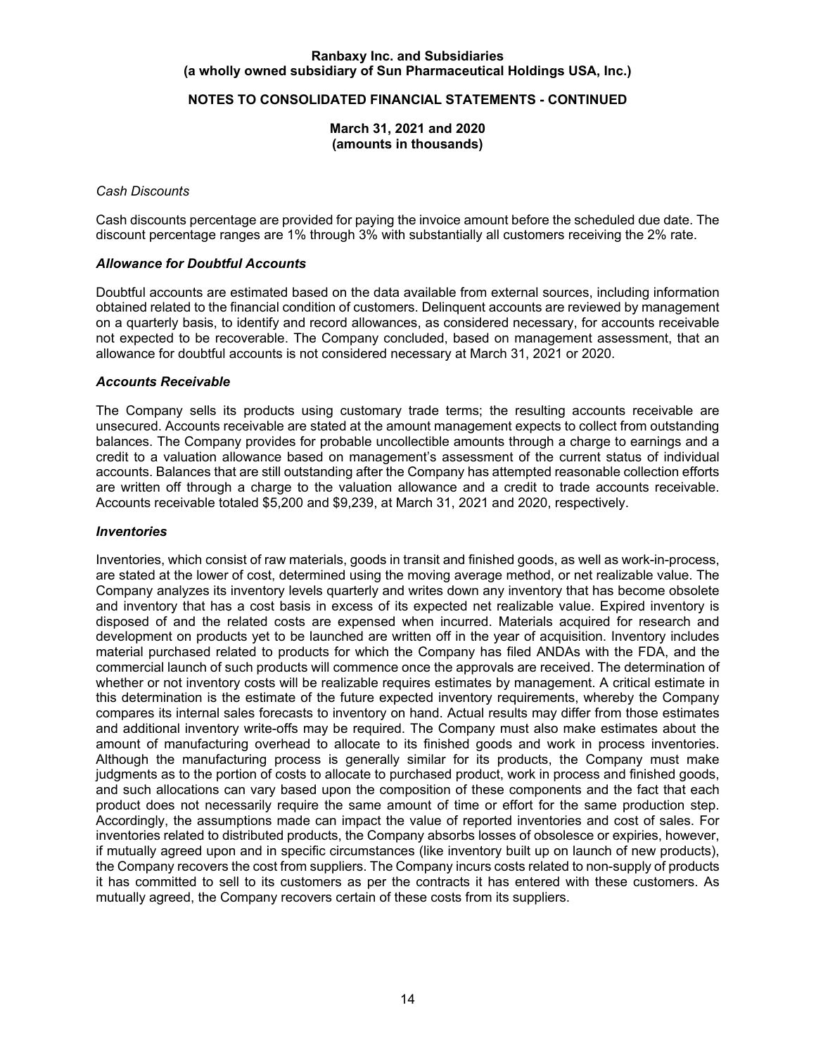*Cash Discounts*

Cash discounts percentage are provided for paying the invoice amount before the scheduled due date. The discount percentage ranges are 1% through 3% with substantially all customers receiving the 2% rate.

### ***Allowance for Doubtful Accounts***

Doubtful accounts are estimated based on the data available from external sources, including information obtained related to the financial condition of customers. Delinquent accounts are reviewed by management on a quarterly basis, to identify and record allowances, as considered necessary, for accounts receivable not expected to be recoverable. The Company concluded, based on management assessment, that an allowance for doubtful accounts is not considered necessary at March 31, 2021 or 2020.

### ***Accounts Receivable***

The Company sells its products using customary trade terms; the resulting accounts receivable are unsecured. Accounts receivable are stated at the amount management expects to collect from outstanding balances. The Company provides for probable uncollectible amounts through a charge to earnings and a credit to a valuation allowance based on management's assessment of the current status of individual accounts. Balances that are still outstanding after the Company has attempted reasonable collection efforts are written off through a charge to the valuation allowance and a credit to trade accounts receivable. Accounts receivable totaled $5,200 and $9,239, at March 31, 2021 and 2020, respectively.

### ***Inventories***

Inventories, which consist of raw materials, goods in transit and finished goods, as well as work-in-process, are stated at the lower of cost, determined using the moving average method, or net realizable value. The Company analyzes its inventory levels quarterly and writes down any inventory that has become obsolete and inventory that has a cost basis in excess of its expected net realizable value. Expired inventory is disposed of and the related costs are expensed when incurred. Materials acquired for research and development on products yet to be launched are written off in the year of acquisition. Inventory includes material purchased related to products for which the Company has filed ANDAs with the FDA, and the commercial launch of such products will commence once the approvals are received. The determination of whether or not inventory costs will be realizable requires estimates by management. A critical estimate in this determination is the estimate of the future expected inventory requirements, whereby the Company compares its internal sales forecasts to inventory on hand. Actual results may differ from those estimates and additional inventory write-offs may be required. The Company must also make estimates about the amount of manufacturing overhead to allocate to its finished goods and work in process inventories. Although the manufacturing process is generally similar for its products, the Company must make judgments as to the portion of costs to allocate to purchased product, work in process and finished goods, and such allocations can vary based upon the composition of these components and the fact that each product does not necessarily require the same amount of time or effort for the same production step. Accordingly, the assumptions made can impact the value of reported inventories and cost of sales. For inventories related to distributed products, the Company absorbs losses of obsolesce or expiries, however, if mutually agreed upon and in specific circumstances (like inventory built up on launch of new products), the Company recovers the cost from suppliers. The Company incurs costs related to non-supply of products it has committed to sell to its customers as per the contracts it has entered with these customers. As mutually agreed, the Company recovers certain of these costs from its suppliers.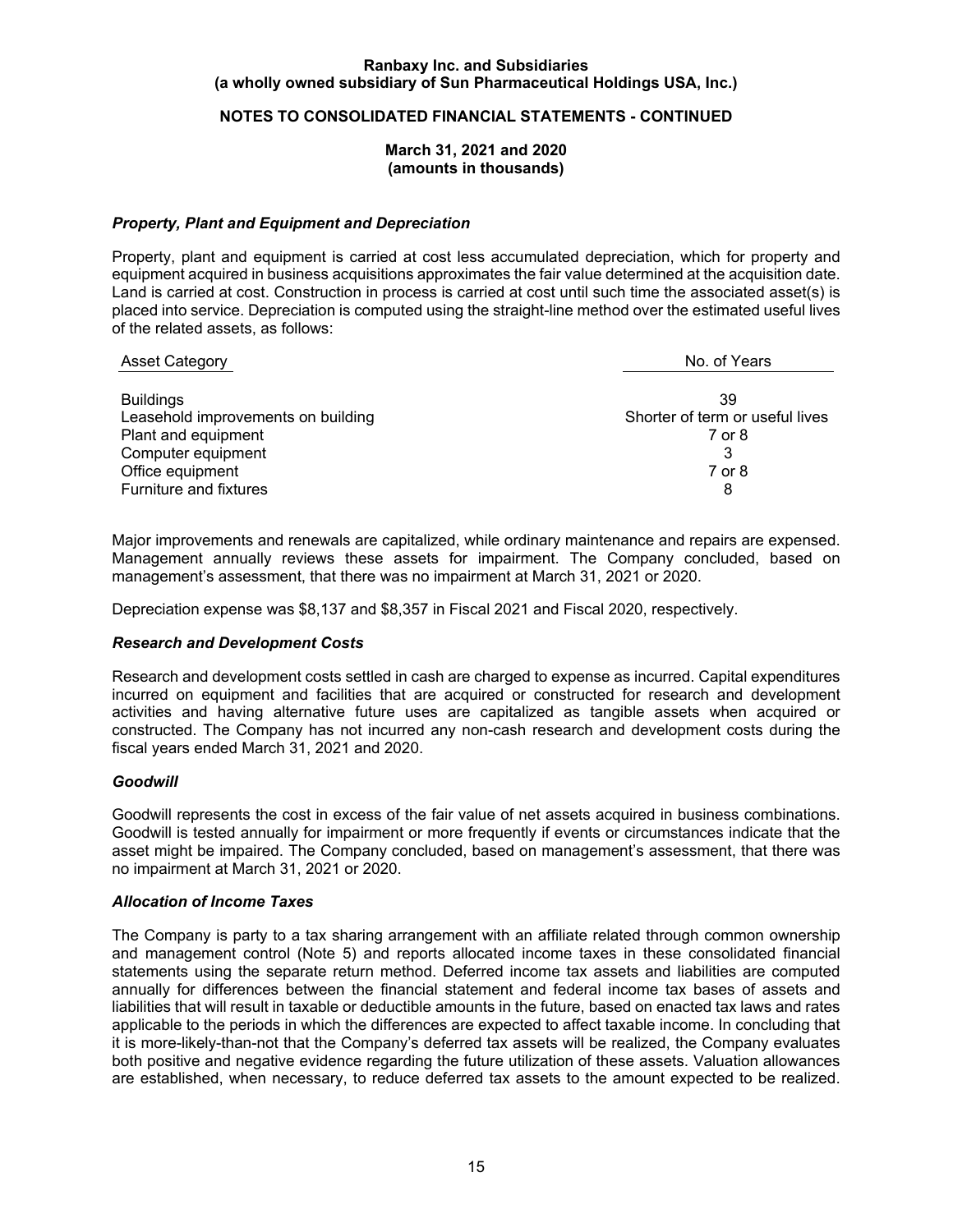### *Property, Plant and Equipment and Depreciation*

Property, plant and equipment is carried at cost less accumulated depreciation, which for property and equipment acquired in business acquisitions approximates the fair value determined at the acquisition date. Land is carried at cost. Construction in process is carried at cost until such time the associated asset(s) is placed into service. Depreciation is computed using the straight-line method over the estimated useful lives of the related assets, as follows:

| Asset Category | No. of Years |
|---|---|
| Buildings | 39 |
| Leasehold improvements on building | Shorter of term or useful lives |
| Plant and equipment | 7 or 8 |
| Computer equipment | 3 |
| Office equipment | 7 or 8 |
| Furniture and fixtures | 8 |

Major improvements and renewals are capitalized, while ordinary maintenance and repairs are expensed. Management annually reviews these assets for impairment. The Company concluded, based on management's assessment, that there was no impairment at March 31, 2021 or 2020.

Depreciation expense was $8,137 and $8,357 in Fiscal 2021 and Fiscal 2020, respectively.

### *Research and Development Costs*

Research and development costs settled in cash are charged to expense as incurred. Capital expenditures incurred on equipment and facilities that are acquired or constructed for research and development activities and having alternative future uses are capitalized as tangible assets when acquired or constructed. The Company has not incurred any non-cash research and development costs during the fiscal years ended March 31, 2021 and 2020.

### *Goodwill*

Goodwill represents the cost in excess of the fair value of net assets acquired in business combinations. Goodwill is tested annually for impairment or more frequently if events or circumstances indicate that the asset might be impaired. The Company concluded, based on management's assessment, that there was no impairment at March 31, 2021 or 2020.

### *Allocation of Income Taxes*

The Company is party to a tax sharing arrangement with an affiliate related through common ownership and management control (Note 5) and reports allocated income taxes in these consolidated financial statements using the separate return method. Deferred income tax assets and liabilities are computed annually for differences between the financial statement and federal income tax bases of assets and liabilities that will result in taxable or deductible amounts in the future, based on enacted tax laws and rates applicable to the periods in which the differences are expected to affect taxable income. In concluding that it is more-likely-than-not that the Company's deferred tax assets will be realized, the Company evaluates both positive and negative evidence regarding the future utilization of these assets. Valuation allowances are established, when necessary, to reduce deferred tax assets to the amount expected to be realized.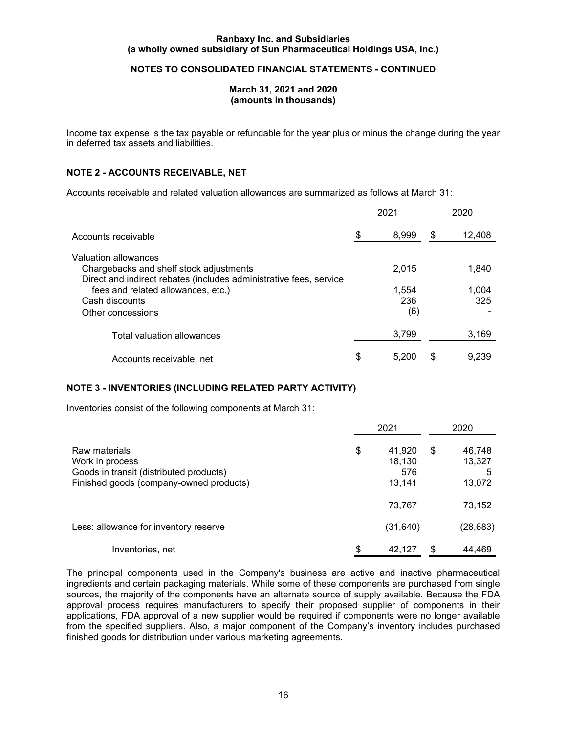Income tax expense is the tax payable or refundable for the year plus or minus the change during the year in deferred tax assets and liabilities.

## NOTE 2 - ACCOUNTS RECEIVABLE, NET

Accounts receivable and related valuation allowances are summarized as follows at March 31:

| | 2021 | 2020 |
|---|---|---|
| Accounts receivable | $ 8,999 | $ 12,408 |
| Valuation allowances | | |
| Chargebacks and shelf stock adjustments | 2,015 | 1,840 |
| Direct and indirect rebates (includes administrative fees, service fees and related allowances, etc.) | 1,554 | 1,004 |
| Cash discounts | 236 | 325 |
| Other concessions | (6) | - |
| Total valuation allowances | 3,799 | 3,169 |
| Accounts receivable, net | $ 5,200 | $ 9,239 |

## NOTE 3 - INVENTORIES (INCLUDING RELATED PARTY ACTIVITY)

Inventories consist of the following components at March 31:

| | 2021 | 2020 |
|---|---|---|
| Raw materials | $ 41,920 | $ 46,748 |
| Work in process | 18,130 | 13,327 |
| Goods in transit (distributed products) | 576 | 5 |
| Finished goods (company-owned products) | 13,141 | 13,072 |
| | 73,767 | 73,152 |
| Less: allowance for inventory reserve | (31,640) | (28,683) |
| Inventories, net | $ 42,127 | $ 44,469 |

The principal components used in the Company's business are active and inactive pharmaceutical ingredients and certain packaging materials. While some of these components are purchased from single sources, the majority of the components have an alternate source of supply available. Because the FDA approval process requires manufacturers to specify their proposed supplier of components in their applications, FDA approval of a new supplier would be required if components were no longer available from the specified suppliers. Also, a major component of the Company's inventory includes purchased finished goods for distribution under various marketing agreements.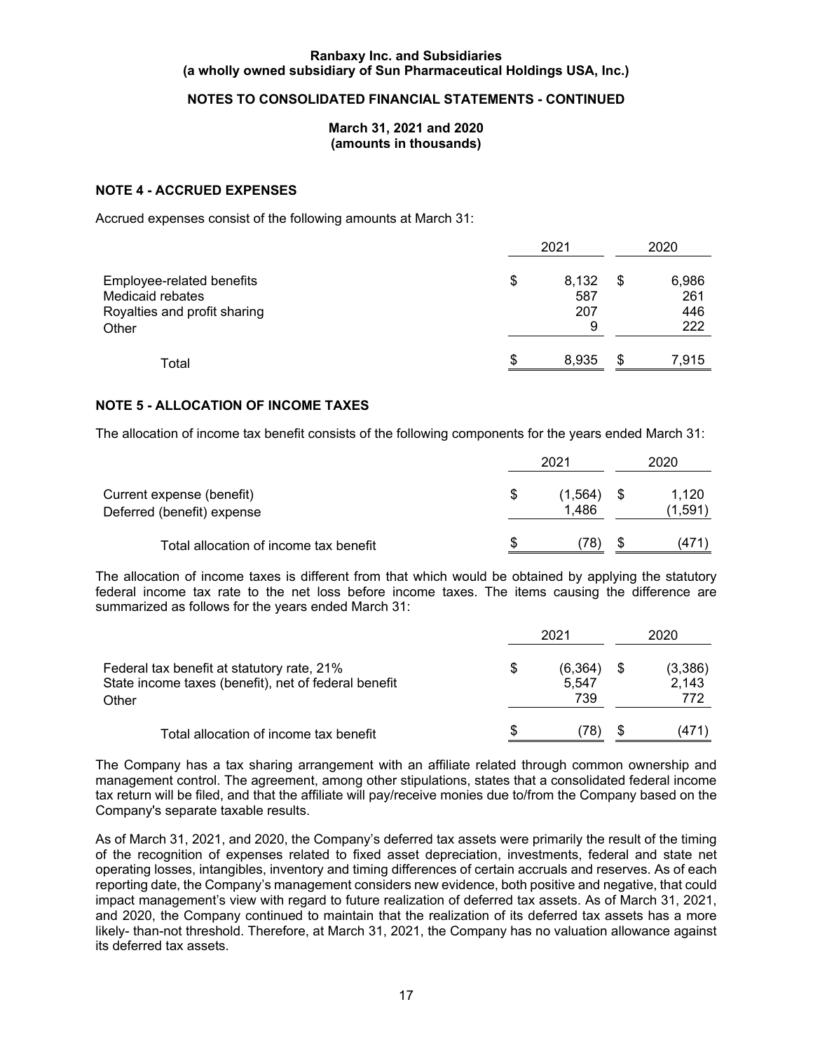Ranbaxy Inc. and Subsidiaries
(a wholly owned subsidiary of Sun Pharmaceutical Holdings USA, Inc.)

NOTES TO CONSOLIDATED FINANCIAL STATEMENTS - CONTINUED

March 31, 2021 and 2020
(amounts in thousands)

## NOTE 4 - ACCRUED EXPENSES

Accrued expenses consist of the following amounts at March 31:

| | 2021 | 2020 |
|---|---|---|
| Employee-related benefits | $ 8,132 | $ 6,986 |
| Medicaid rebates | 587 | 261 |
| Royalties and profit sharing | 207 | 446 |
| Other | 9 | 222 |
| Total | $ 8,935 | $ 7,915 |

## NOTE 5 - ALLOCATION OF INCOME TAXES

The allocation of income tax benefit consists of the following components for the years ended March 31:

| | 2021 | 2020 |
|---|---|---|
| Current expense (benefit) | $ (1,564) | $ 1,120 |
| Deferred (benefit) expense | 1,486 | (1,591) |
| Total allocation of income tax benefit | $ (78) | $ (471) |

The allocation of income taxes is different from that which would be obtained by applying the statutory federal income tax rate to the net loss before income taxes. The items causing the difference are summarized as follows for the years ended March 31:

| | 2021 | 2020 |
|---|---|---|
| Federal tax benefit at statutory rate, 21% | $ (6,364) | $ (3,386) |
| State income taxes (benefit), net of federal benefit | 5,547 | 2,143 |
| Other | 739 | 772 |
| Total allocation of income tax benefit | $ (78) | $ (471) |

The Company has a tax sharing arrangement with an affiliate related through common ownership and management control. The agreement, among other stipulations, states that a consolidated federal income tax return will be filed, and that the affiliate will pay/receive monies due to/from the Company based on the Company's separate taxable results.

As of March 31, 2021, and 2020, the Company's deferred tax assets were primarily the result of the timing of the recognition of expenses related to fixed asset depreciation, investments, federal and state net operating losses, intangibles, inventory and timing differences of certain accruals and reserves. As of each reporting date, the Company's management considers new evidence, both positive and negative, that could impact management's view with regard to future realization of deferred tax assets. As of March 31, 2021, and 2020, the Company continued to maintain that the realization of its deferred tax assets has a more likely- than-not threshold. Therefore, at March 31, 2021, the Company has no valuation allowance against its deferred tax assets.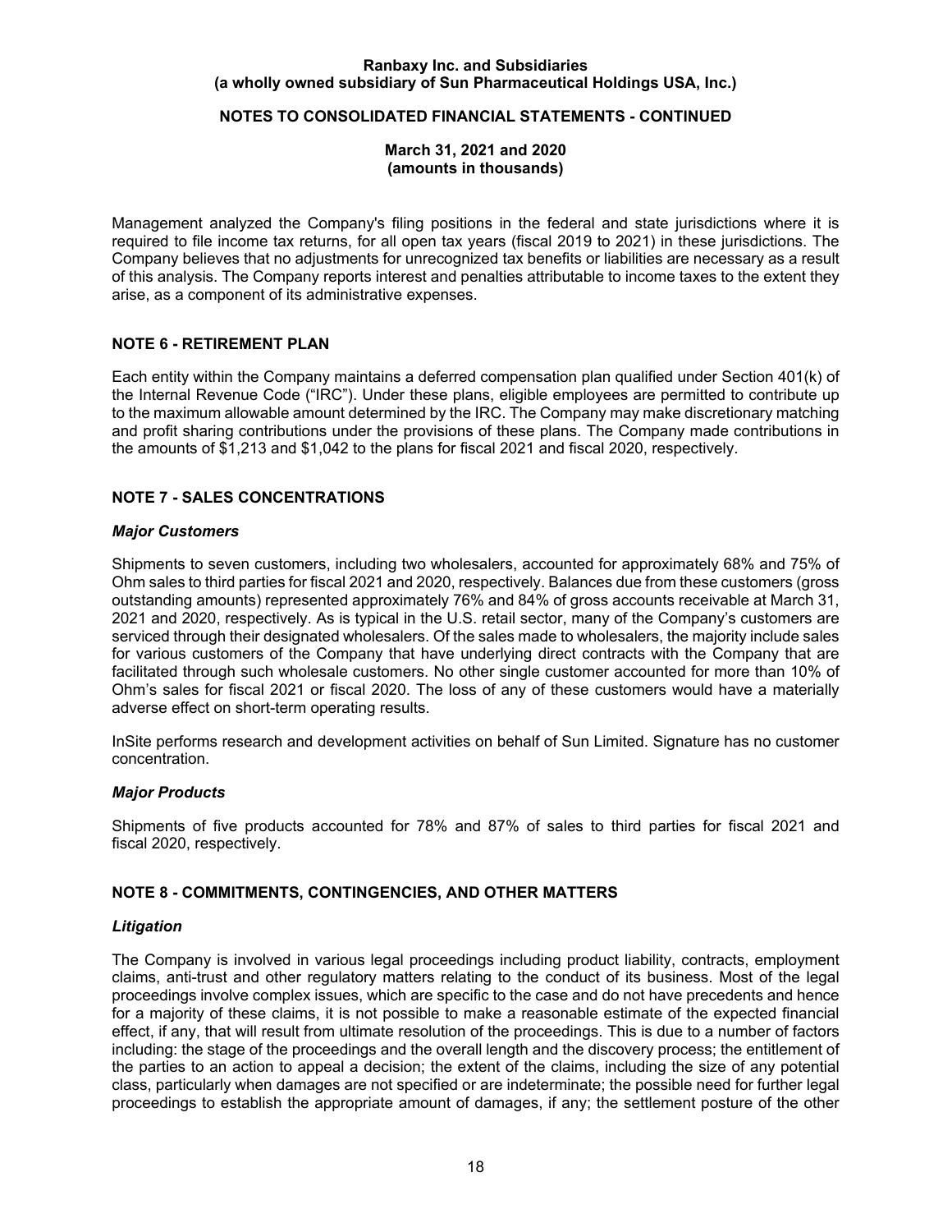Management analyzed the Company's filing positions in the federal and state jurisdictions where it is required to file income tax returns, for all open tax years (fiscal 2019 to 2021) in these jurisdictions. The Company believes that no adjustments for unrecognized tax benefits or liabilities are necessary as a result of this analysis. The Company reports interest and penalties attributable to income taxes to the extent they arise, as a component of its administrative expenses.

## NOTE 6 - RETIREMENT PLAN

Each entity within the Company maintains a deferred compensation plan qualified under Section 401(k) of the Internal Revenue Code ("IRC"). Under these plans, eligible employees are permitted to contribute up to the maximum allowable amount determined by the IRC. The Company may make discretionary matching and profit sharing contributions under the provisions of these plans. The Company made contributions in the amounts of $1,213 and $1,042 to the plans for fiscal 2021 and fiscal 2020, respectively.

## NOTE 7 - SALES CONCENTRATIONS

### *Major Customers*

Shipments to seven customers, including two wholesalers, accounted for approximately 68% and 75% of Ohm sales to third parties for fiscal 2021 and 2020, respectively. Balances due from these customers (gross outstanding amounts) represented approximately 76% and 84% of gross accounts receivable at March 31, 2021 and 2020, respectively. As is typical in the U.S. retail sector, many of the Company's customers are serviced through their designated wholesalers. Of the sales made to wholesalers, the majority include sales for various customers of the Company that have underlying direct contracts with the Company that are facilitated through such wholesale customers. No other single customer accounted for more than 10% of Ohm's sales for fiscal 2021 or fiscal 2020. The loss of any of these customers would have a materially adverse effect on short-term operating results.

InSite performs research and development activities on behalf of Sun Limited. Signature has no customer concentration.

### *Major Products*

Shipments of five products accounted for 78% and 87% of sales to third parties for fiscal 2021 and fiscal 2020, respectively.

## NOTE 8 - COMMITMENTS, CONTINGENCIES, AND OTHER MATTERS

### *Litigation*

The Company is involved in various legal proceedings including product liability, contracts, employment claims, anti-trust and other regulatory matters relating to the conduct of its business. Most of the legal proceedings involve complex issues, which are specific to the case and do not have precedents and hence for a majority of these claims, it is not possible to make a reasonable estimate of the expected financial effect, if any, that will result from ultimate resolution of the proceedings. This is due to a number of factors including: the stage of the proceedings and the overall length and the discovery process; the entitlement of the parties to an action to appeal a decision; the extent of the claims, including the size of any potential class, particularly when damages are not specified or are indeterminate; the possible need for further legal proceedings to establish the appropriate amount of damages, if any; the settlement posture of the other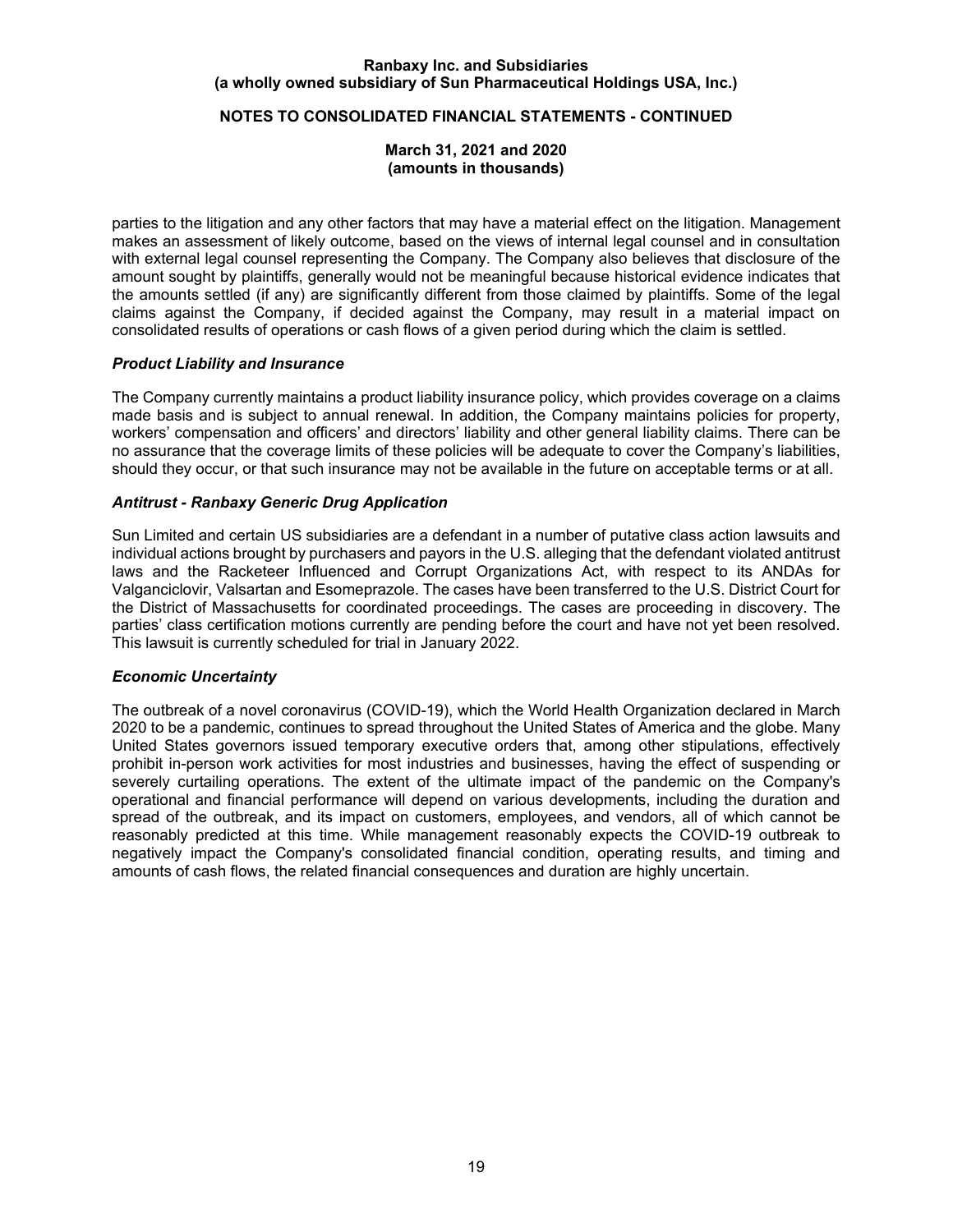parties to the litigation and any other factors that may have a material effect on the litigation. Management makes an assessment of likely outcome, based on the views of internal legal counsel and in consultation with external legal counsel representing the Company. The Company also believes that disclosure of the amount sought by plaintiffs, generally would not be meaningful because historical evidence indicates that the amounts settled (if any) are significantly different from those claimed by plaintiffs. Some of the legal claims against the Company, if decided against the Company, may result in a material impact on consolidated results of operations or cash flows of a given period during which the claim is settled.

### *Product Liability and Insurance*

The Company currently maintains a product liability insurance policy, which provides coverage on a claims made basis and is subject to annual renewal. In addition, the Company maintains policies for property, workers' compensation and officers' and directors' liability and other general liability claims. There can be no assurance that the coverage limits of these policies will be adequate to cover the Company's liabilities, should they occur, or that such insurance may not be available in the future on acceptable terms or at all.

### *Antitrust - Ranbaxy Generic Drug Application*

Sun Limited and certain US subsidiaries are a defendant in a number of putative class action lawsuits and individual actions brought by purchasers and payors in the U.S. alleging that the defendant violated antitrust laws and the Racketeer Influenced and Corrupt Organizations Act, with respect to its ANDAs for Valganciclovir, Valsartan and Esomeprazole. The cases have been transferred to the U.S. District Court for the District of Massachusetts for coordinated proceedings. The cases are proceeding in discovery. The parties' class certification motions currently are pending before the court and have not yet been resolved. This lawsuit is currently scheduled for trial in January 2022.

### *Economic Uncertainty*

The outbreak of a novel coronavirus (COVID-19), which the World Health Organization declared in March 2020 to be a pandemic, continues to spread throughout the United States of America and the globe. Many United States governors issued temporary executive orders that, among other stipulations, effectively prohibit in-person work activities for most industries and businesses, having the effect of suspending or severely curtailing operations. The extent of the ultimate impact of the pandemic on the Company's operational and financial performance will depend on various developments, including the duration and spread of the outbreak, and its impact on customers, employees, and vendors, all of which cannot be reasonably predicted at this time. While management reasonably expects the COVID-19 outbreak to negatively impact the Company's consolidated financial condition, operating results, and timing and amounts of cash flows, the related financial consequences and duration are highly uncertain.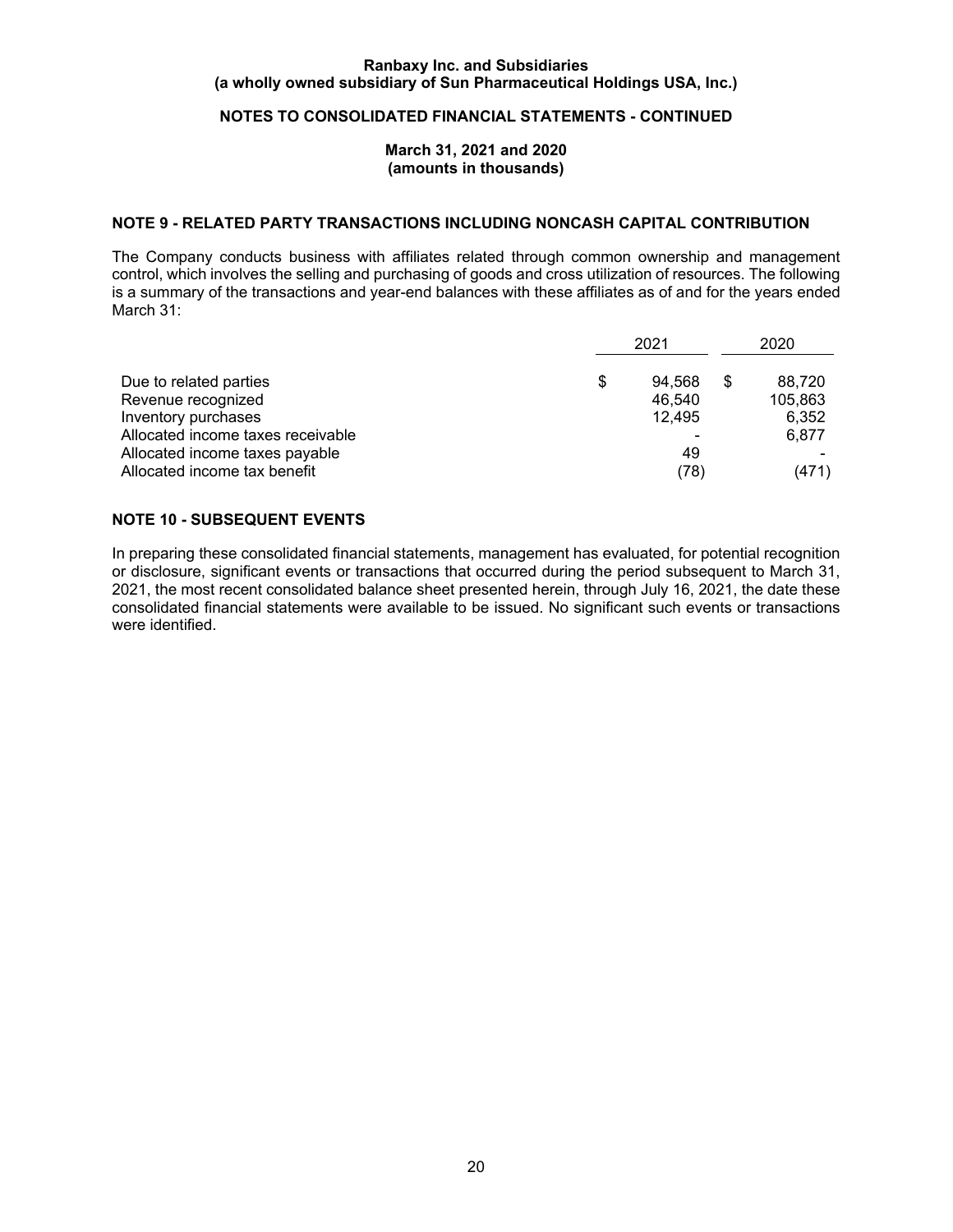Ranbaxy Inc. and Subsidiaries
(a wholly owned subsidiary of Sun Pharmaceutical Holdings USA, Inc.)

NOTES TO CONSOLIDATED FINANCIAL STATEMENTS - CONTINUED

March 31, 2021 and 2020
(amounts in thousands)

## NOTE 9 - RELATED PARTY TRANSACTIONS INCLUDING NONCASH CAPITAL CONTRIBUTION

The Company conducts business with affiliates related through common ownership and management control, which involves the selling and purchasing of goods and cross utilization of resources. The following is a summary of the transactions and year-end balances with these affiliates as of and for the years ended March 31:

| | 2021 | 2020 |
|---|---|---|
| Due to related parties | $ 94,568 | $ 88,720 |
| Revenue recognized | 46,540 | 105,863 |
| Inventory purchases | 12,495 | 6,352 |
| Allocated income taxes receivable | - | 6,877 |
| Allocated income taxes payable | 49 | - |
| Allocated income tax benefit | (78) | (471) |

## NOTE 10 - SUBSEQUENT EVENTS

In preparing these consolidated financial statements, management has evaluated, for potential recognition or disclosure, significant events or transactions that occurred during the period subsequent to March 31, 2021, the most recent consolidated balance sheet presented herein, through July 16, 2021, the date these consolidated financial statements were available to be issued. No significant such events or transactions were identified.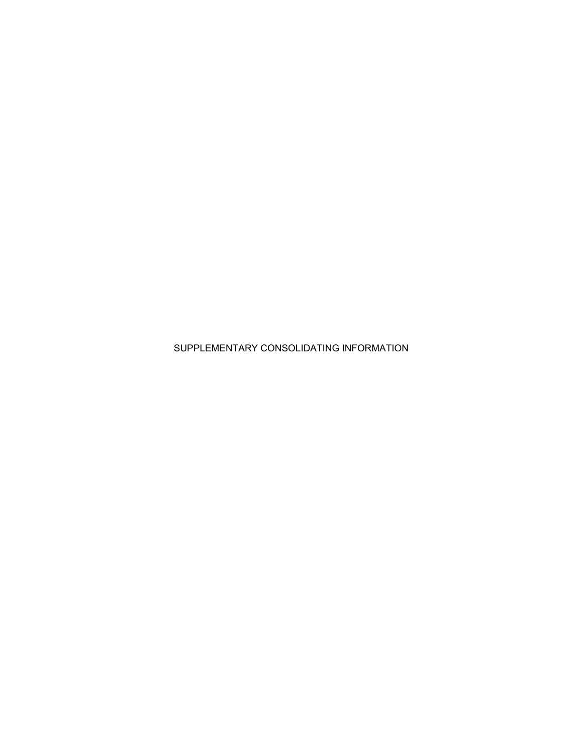# SUPPLEMENTARY CONSOLIDATING INFORMATION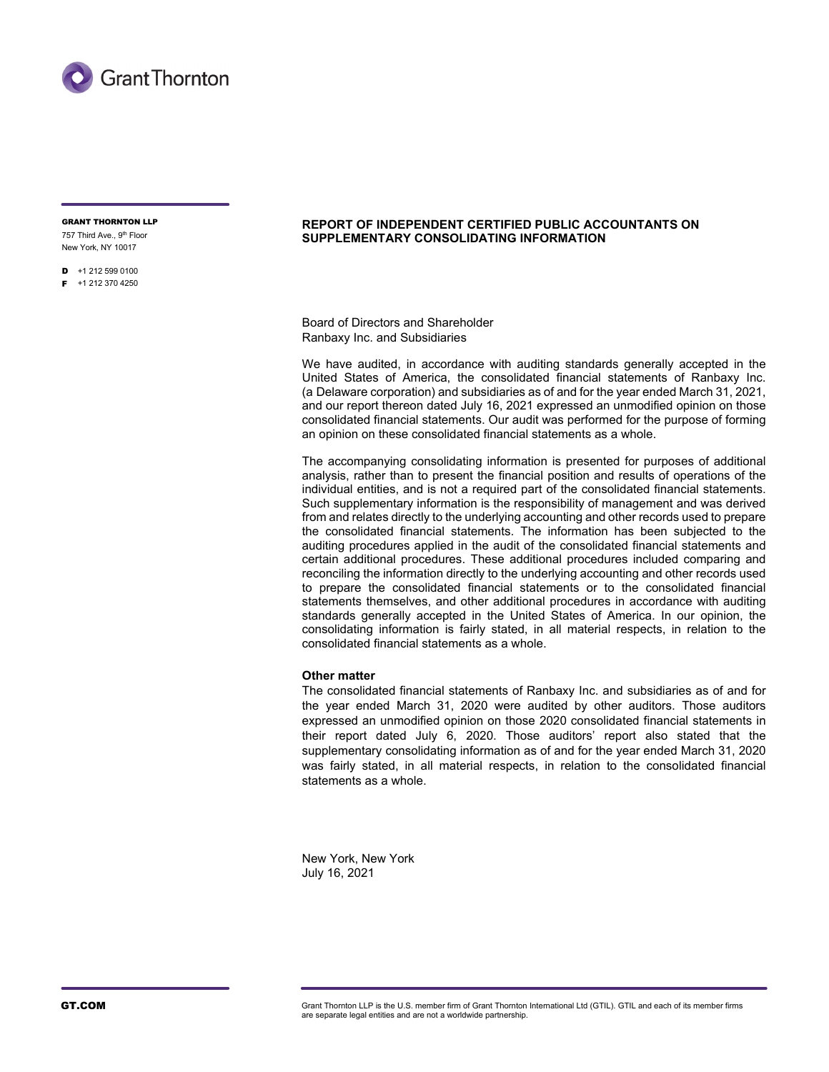GrantThornton

**GRANT THORNTON LLP**
757 Third Ave., 9th Floor
New York, NY 10017

**D** +1 212 599 0100
**F** +1 212 370 4250

## REPORT OF INDEPENDENT CERTIFIED PUBLIC ACCOUNTANTS ON SUPPLEMENTARY CONSOLIDATING INFORMATION

Board of Directors and Shareholder
Ranbaxy Inc. and Subsidiaries

We have audited, in accordance with auditing standards generally accepted in the United States of America, the consolidated financial statements of Ranbaxy Inc. (a Delaware corporation) and subsidiaries as of and for the year ended March 31, 2021, and our report thereon dated July 16, 2021 expressed an unmodified opinion on those consolidated financial statements. Our audit was performed for the purpose of forming an opinion on these consolidated financial statements as a whole.

The accompanying consolidating information is presented for purposes of additional analysis, rather than to present the financial position and results of operations of the individual entities, and is not a required part of the consolidated financial statements. Such supplementary information is the responsibility of management and was derived from and relates directly to the underlying accounting and other records used to prepare the consolidated financial statements. The information has been subjected to the auditing procedures applied in the audit of the consolidated financial statements and certain additional procedures. These additional procedures included comparing and reconciling the information directly to the underlying accounting and other records used to prepare the consolidated financial statements or to the consolidated financial statements themselves, and other additional procedures in accordance with auditing standards generally accepted in the United States of America. In our opinion, the consolidating information is fairly stated, in all material respects, in relation to the consolidated financial statements as a whole.

**Other matter**
The consolidated financial statements of Ranbaxy Inc. and subsidiaries as of and for the year ended March 31, 2020 were audited by other auditors. Those auditors expressed an unmodified opinion on those 2020 consolidated financial statements in their report dated July 6, 2020. Those auditors' report also stated that the supplementary consolidating information as of and for the year ended March 31, 2020 was fairly stated, in all material respects, in relation to the consolidated financial statements as a whole.

New York, New York
July 16, 2021

**GT.COM**

Grant Thornton LLP is the U.S. member firm of Grant Thornton International Ltd (GTIL). GTIL and each of its member firms are separate legal entities and are not a worldwide partnership.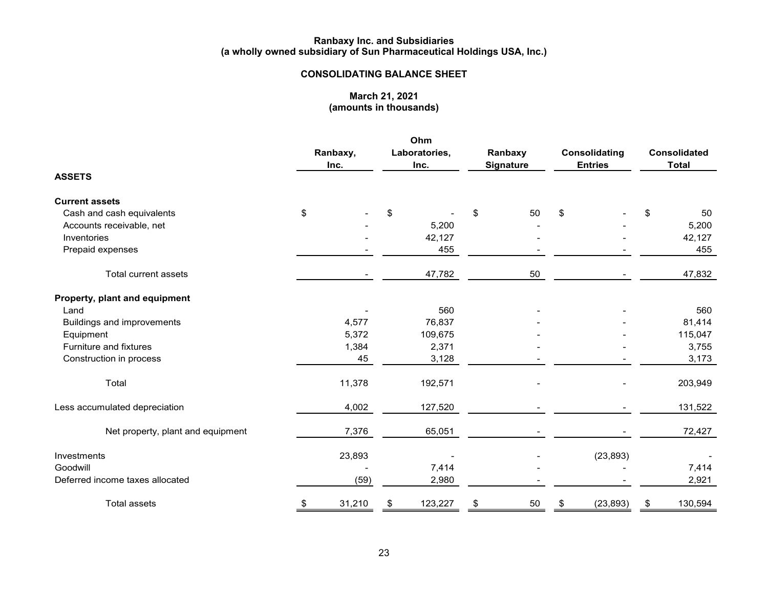**Ranbaxy Inc. and Subsidiaries**
**(a wholly owned subsidiary of Sun Pharmaceutical Holdings USA, Inc.)**

**CONSOLIDATING BALANCE SHEET**

**March 21, 2021**
**(amounts in thousands)**

| | Ranbaxy, Inc. | Ohm Laboratories, Inc. | Ranbaxy Signature | Consolidating Entries | Consolidated Total |
|---|---|---|---|---|---|
| **ASSETS** | | | | | |
| **Current assets** | | | | | |
| Cash and cash equivalents | $ - | $ - | $ 50 | $ - | $ 50 |
| Accounts receivable, net | - | 5,200 | - | - | 5,200 |
| Inventories | - | 42,127 | - | - | 42,127 |
| Prepaid expenses | - | 455 | - | - | 455 |
| Total current assets | - | 47,782 | 50 | - | 47,832 |
| **Property, plant and equipment** | | | | | |
| Land | - | 560 | - | - | 560 |
| Buildings and improvements | 4,577 | 76,837 | - | - | 81,414 |
| Equipment | 5,372 | 109,675 | - | - | 115,047 |
| Furniture and fixtures | 1,384 | 2,371 | - | - | 3,755 |
| Construction in process | 45 | 3,128 | - | - | 3,173 |
| Total | 11,378 | 192,571 | - | - | 203,949 |
| Less accumulated depreciation | 4,002 | 127,520 | - | - | 131,522 |
| Net property, plant and equipment | 7,376 | 65,051 | - | - | 72,427 |
| Investments | 23,893 | - | - | (23,893) | - |
| Goodwill | - | 7,414 | - | - | 7,414 |
| Deferred income taxes allocated | (59) | 2,980 | - | - | 2,921 |
| Total assets | $ 31,210 | $ 123,227 | $ 50 | $ (23,893) | $ 130,594 |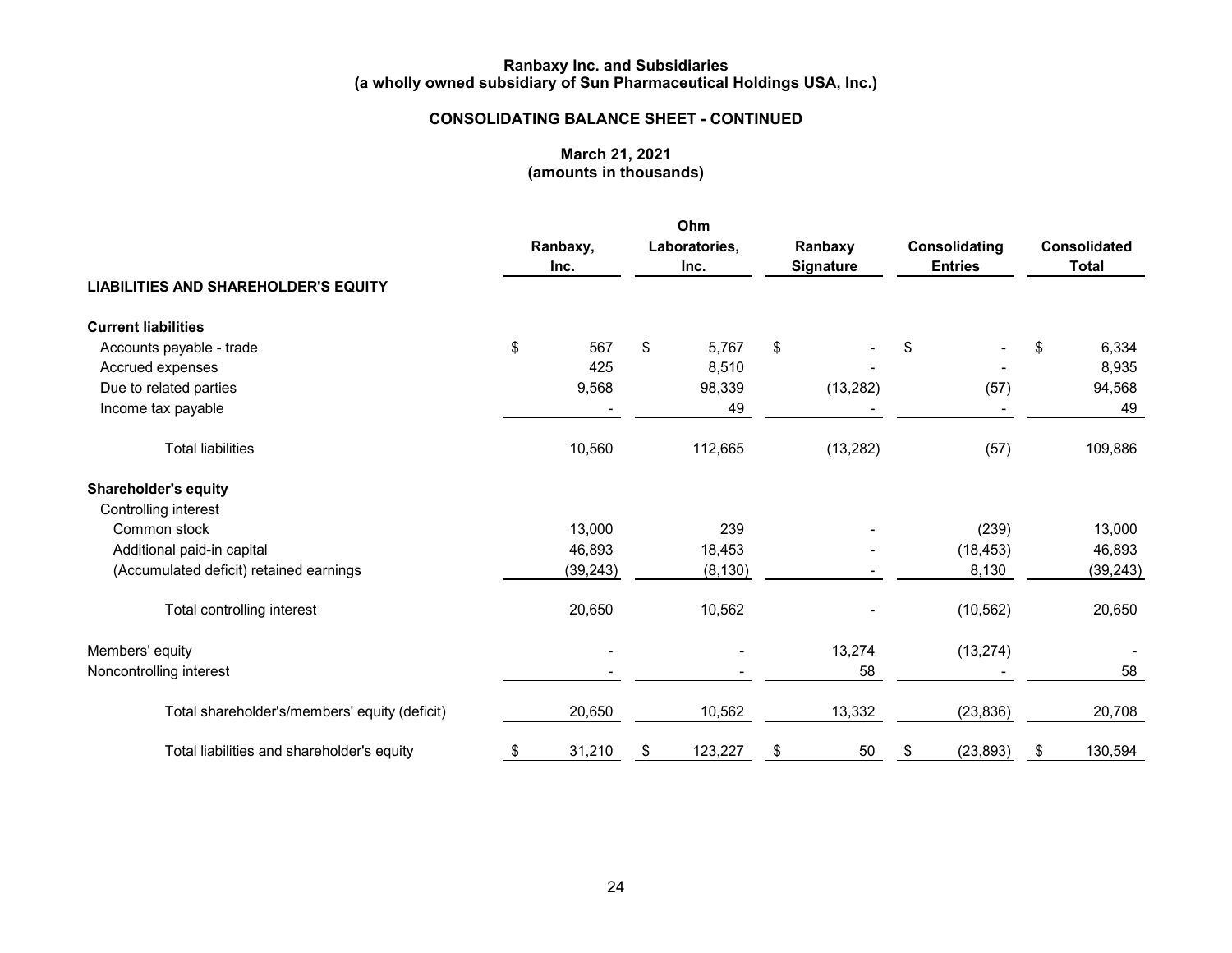**Ranbaxy Inc. and Subsidiaries**
**(a wholly owned subsidiary of Sun Pharmaceutical Holdings USA, Inc.)**

**CONSOLIDATING BALANCE SHEET - CONTINUED**

**March 21, 2021**
**(amounts in thousands)**

| | Ranbaxy, Inc. | Ohm Laboratories, Inc. | Ranbaxy Signature | Consolidating Entries | Consolidated Total |
|---|---|---|---|---|---|
| **LIABILITIES AND SHAREHOLDER'S EQUITY** | | | | | |
| **Current liabilities** | | | | | |
| Accounts payable - trade | $ 567 | $ 5,767 | $ - | $ - | $ 6,334 |
| Accrued expenses | 425 | 8,510 | - | - | 8,935 |
| Due to related parties | 9,568 | 98,339 | (13,282) | (57) | 94,568 |
| Income tax payable | - | 49 | - | - | 49 |
| Total liabilities | 10,560 | 112,665 | (13,282) | (57) | 109,886 |
| **Shareholder's equity** | | | | | |
| Controlling interest | | | | | |
| Common stock | 13,000 | 239 | - | (239) | 13,000 |
| Additional paid-in capital | 46,893 | 18,453 | - | (18,453) | 46,893 |
| (Accumulated deficit) retained earnings | (39,243) | (8,130) | - | 8,130 | (39,243) |
| Total controlling interest | 20,650 | 10,562 | - | (10,562) | 20,650 |
| Members' equity | - | - | 13,274 | (13,274) | - |
| Noncontrolling interest | - | - | 58 | - | 58 |
| Total shareholder's/members' equity (deficit) | 20,650 | 10,562 | 13,332 | (23,836) | 20,708 |
| Total liabilities and shareholder's equity | $ 31,210 | $ 123,227 | $ 50 | $ (23,893) | $ 130,594 |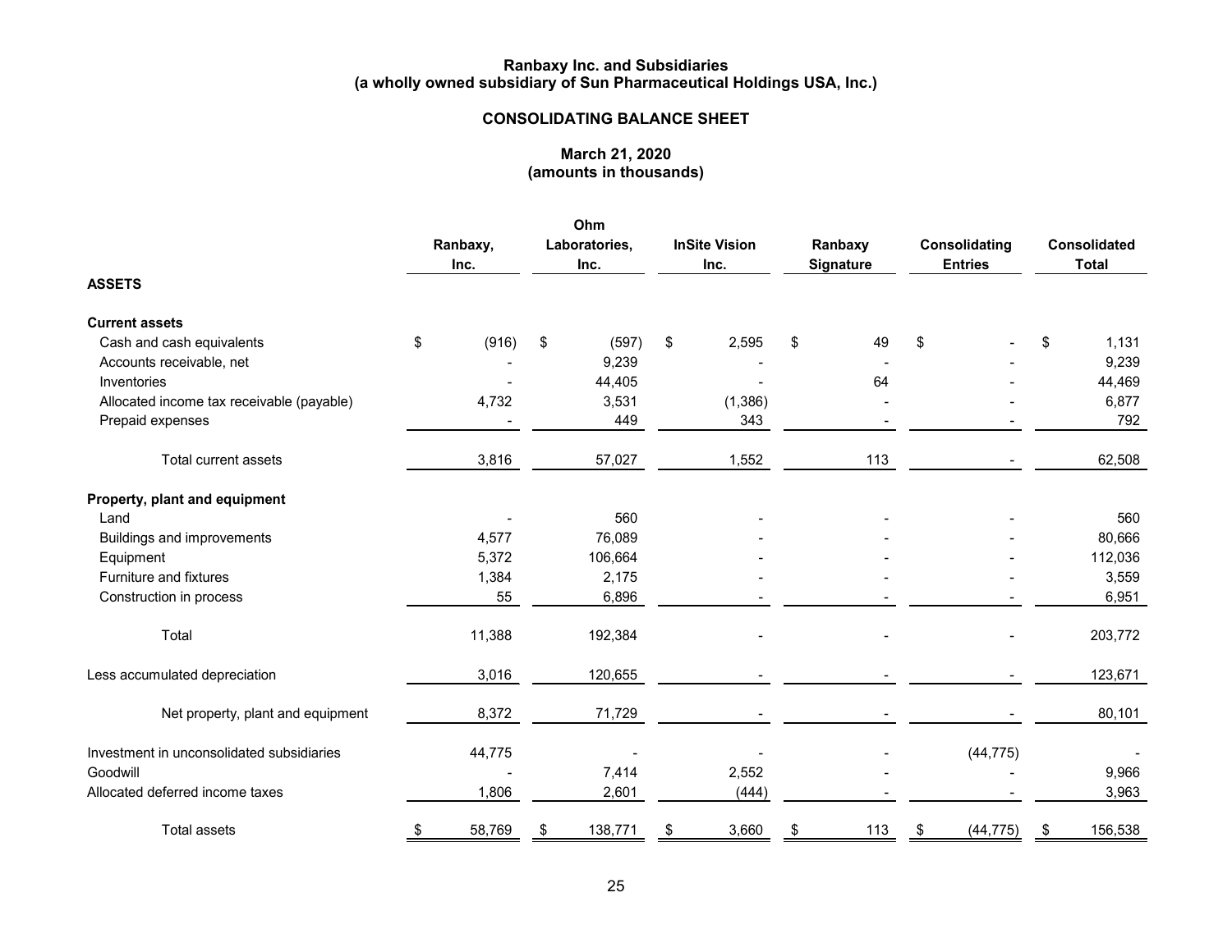**Ranbaxy Inc. and Subsidiaries**
**(a wholly owned subsidiary of Sun Pharmaceutical Holdings USA, Inc.)**

**CONSOLIDATING BALANCE SHEET**

**March 21, 2020**
**(amounts in thousands)**

| | Ranbaxy, Inc. | Ohm Laboratories, Inc. | InSite Vision Inc. | Ranbaxy Signature | Consolidating Entries | Consolidated Total |
|---|---|---|---|---|---|---|
| **ASSETS** | | | | | | |
| **Current assets** | | | | | | |
| Cash and cash equivalents | $ (916) | $ (597) | $ 2,595 | $ 49 | $ - | $ 1,131 |
| Accounts receivable, net | - | 9,239 | - | - | - | 9,239 |
| Inventories | - | 44,405 | - | 64 | - | 44,469 |
| Allocated income tax receivable (payable) | 4,732 | 3,531 | (1,386) | - | - | 6,877 |
| Prepaid expenses | - | 449 | 343 | - | - | 792 |
| Total current assets | 3,816 | 57,027 | 1,552 | 113 | - | 62,508 |
| **Property, plant and equipment** | | | | | | |
| Land | - | 560 | - | - | - | 560 |
| Buildings and improvements | 4,577 | 76,089 | - | - | - | 80,666 |
| Equipment | 5,372 | 106,664 | - | - | - | 112,036 |
| Furniture and fixtures | 1,384 | 2,175 | - | - | - | 3,559 |
| Construction in process | 55 | 6,896 | - | - | - | 6,951 |
| Total | 11,388 | 192,384 | - | - | - | 203,772 |
| Less accumulated depreciation | 3,016 | 120,655 | - | - | - | 123,671 |
| Net property, plant and equipment | 8,372 | 71,729 | - | - | - | 80,101 |
| Investment in unconsolidated subsidiaries | 44,775 | - | - | - | (44,775) | - |
| Goodwill | - | 7,414 | 2,552 | - | - | 9,966 |
| Allocated deferred income taxes | 1,806 | 2,601 | (444) | - | - | 3,963 |
| Total assets | $ 58,769 | $ 138,771 | $ 3,660 | $ 113 | $ (44,775) | $ 156,538 |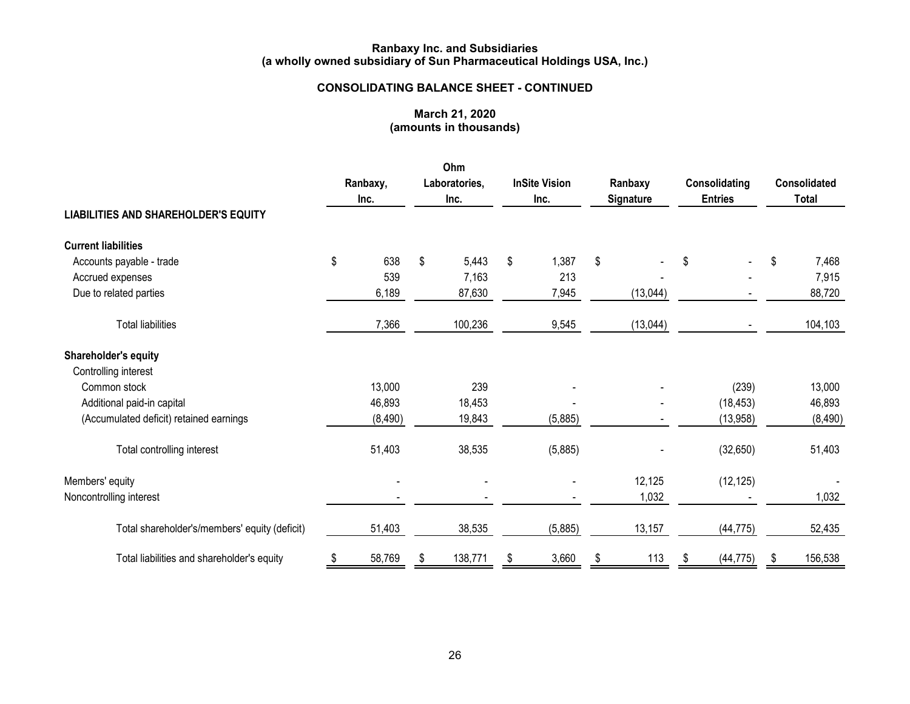**Ranbaxy Inc. and Subsidiaries**
**(a wholly owned subsidiary of Sun Pharmaceutical Holdings USA, Inc.)**

## CONSOLIDATING BALANCE SHEET - CONTINUED

**March 21, 2020**
**(amounts in thousands)**

| | Ranbaxy, Inc. | Ohm Laboratories, Inc. | InSite Vision Inc. | Ranbaxy Signature | Consolidating Entries | Consolidated Total |
|---|---|---|---|---|---|---|
| **LIABILITIES AND SHAREHOLDER'S EQUITY** | | | | | | |
| **Current liabilities** | | | | | | |
| Accounts payable - trade | $ 638 | $ 5,443 | $ 1,387 | $ - | $ - | $ 7,468 |
| Accrued expenses | 539 | 7,163 | 213 | - | - | 7,915 |
| Due to related parties | 6,189 | 87,630 | 7,945 | (13,044) | - | 88,720 |
| Total liabilities | 7,366 | 100,236 | 9,545 | (13,044) | - | 104,103 |
| **Shareholder's equity** | | | | | | |
| Controlling interest | | | | | | |
| Common stock | 13,000 | 239 | - | - | (239) | 13,000 |
| Additional paid-in capital | 46,893 | 18,453 | - | - | (18,453) | 46,893 |
| (Accumulated deficit) retained earnings | (8,490) | 19,843 | (5,885) | - | (13,958) | (8,490) |
| Total controlling interest | 51,403 | 38,535 | (5,885) | - | (32,650) | 51,403 |
| Members' equity | - | - | - | 12,125 | (12,125) | - |
| Noncontrolling interest | - | - | - | 1,032 | - | 1,032 |
| Total shareholder's/members' equity (deficit) | 51,403 | 38,535 | (5,885) | 13,157 | (44,775) | 52,435 |
| Total liabilities and shareholder's equity | $ 58,769 | $ 138,771 | $ 3,660 | $ 113 | $ (44,775) | $ 156,538 |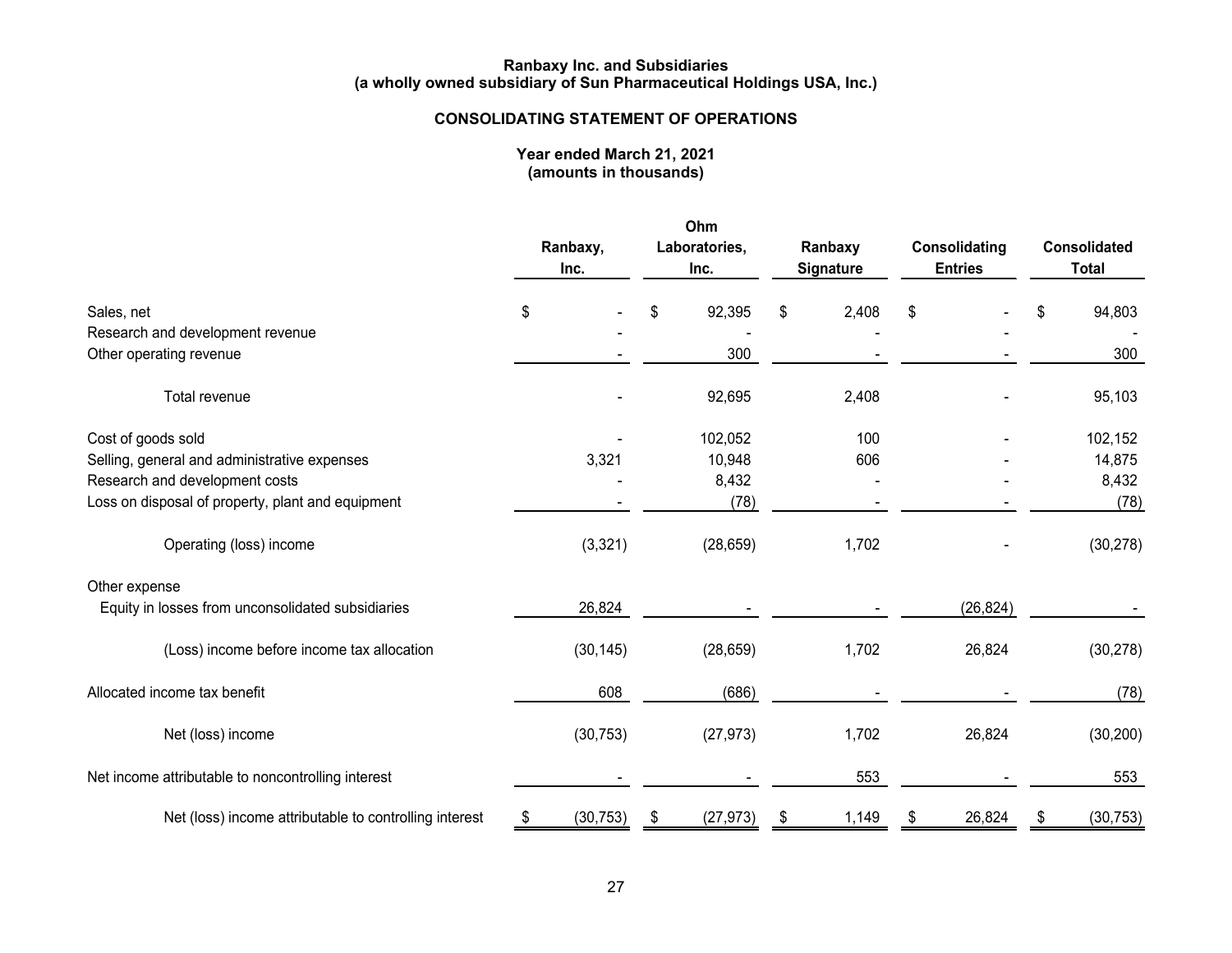**Ranbaxy Inc. and Subsidiaries**
**(a wholly owned subsidiary of Sun Pharmaceutical Holdings USA, Inc.)**

**CONSOLIDATING STATEMENT OF OPERATIONS**

**Year ended March 21, 2021**
**(amounts in thousands)**

| | Ranbaxy, Inc. | Ohm Laboratories, Inc. | Ranbaxy Signature | Consolidating Entries | Consolidated Total |
|---|---|---|---|---|---|
| Sales, net | $ - | $ 92,395 | $ 2,408 | $ - | $ 94,803 |
| Research and development revenue | - | - | - | - | - |
| Other operating revenue | - | 300 | - | - | 300 |
| Total revenue | - | 92,695 | 2,408 | - | 95,103 |
| Cost of goods sold | - | 102,052 | 100 | - | 102,152 |
| Selling, general and administrative expenses | 3,321 | 10,948 | 606 | - | 14,875 |
| Research and development costs | - | 8,432 | - | - | 8,432 |
| Loss on disposal of property, plant and equipment | - | (78) | - | - | (78) |
| Operating (loss) income | (3,321) | (28,659) | 1,702 | - | (30,278) |
| Other expense | | | | | |
| Equity in losses from unconsolidated subsidiaries | 26,824 | - | - | (26,824) | - |
| (Loss) income before income tax allocation | (30,145) | (28,659) | 1,702 | 26,824 | (30,278) |
| Allocated income tax benefit | 608 | (686) | - | - | (78) |
| Net (loss) income | (30,753) | (27,973) | 1,702 | 26,824 | (30,200) |
| Net income attributable to noncontrolling interest | - | - | 553 | - | 553 |
| Net (loss) income attributable to controlling interest | $ (30,753) | $ (27,973) | $ 1,149 | $ 26,824 | $ (30,753) |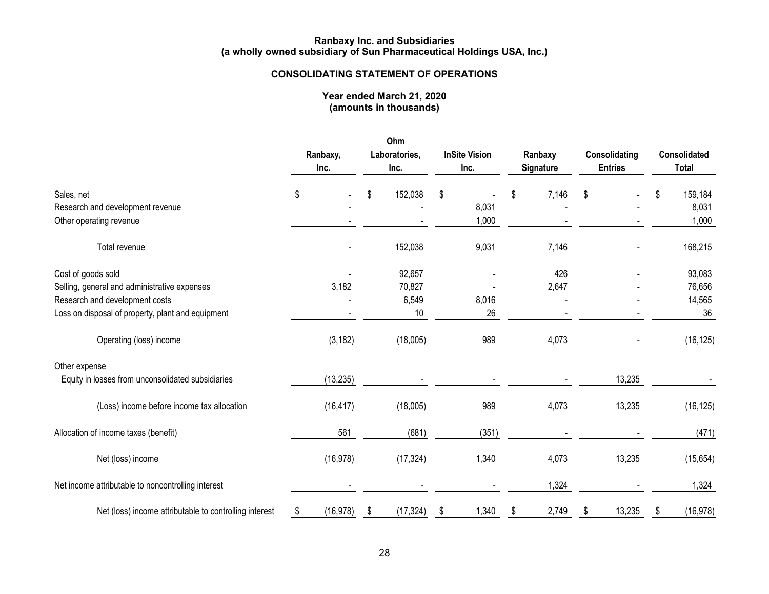**Ranbaxy Inc. and Subsidiaries**
**(a wholly owned subsidiary of Sun Pharmaceutical Holdings USA, Inc.)**

## CONSOLIDATING STATEMENT OF OPERATIONS

**Year ended March 21, 2020**
**(amounts in thousands)**

| | Ranbaxy, Inc. | Ohm Laboratories, Inc. | InSite Vision Inc. | Ranbaxy Signature | Consolidating Entries | Consolidated Total |
|---|---|---|---|---|---|---|
| Sales, net | $ - | $ 152,038 | $ - | $ 7,146 | $ - | $ 159,184 |
| Research and development revenue | - | - | 8,031 | - | - | 8,031 |
| Other operating revenue | - | - | 1,000 | - | - | 1,000 |
| Total revenue | - | 152,038 | 9,031 | 7,146 | - | 168,215 |
| Cost of goods sold | - | 92,657 | - | 426 | - | 93,083 |
| Selling, general and administrative expenses | 3,182 | 70,827 | - | 2,647 | - | 76,656 |
| Research and development costs | - | 6,549 | 8,016 | - | - | 14,565 |
| Loss on disposal of property, plant and equipment | - | 10 | 26 | - | - | 36 |
| Operating (loss) income | (3,182) | (18,005) | 989 | 4,073 | - | (16,125) |
| Other expense | | | | | | |
| Equity in losses from unconsolidated subsidiaries | (13,235) | - | - | - | 13,235 | - |
| (Loss) income before income tax allocation | (16,417) | (18,005) | 989 | 4,073 | 13,235 | (16,125) |
| Allocation of income taxes (benefit) | 561 | (681) | (351) | - | - | (471) |
| Net (loss) income | (16,978) | (17,324) | 1,340 | 4,073 | 13,235 | (15,654) |
| Net income attributable to noncontrolling interest | - | - | - | 1,324 | - | 1,324 |
| Net (loss) income attributable to controlling interest | $ (16,978) | $ (17,324) | $ 1,340 | $ 2,749 | $ 13,235 | $ (16,978) |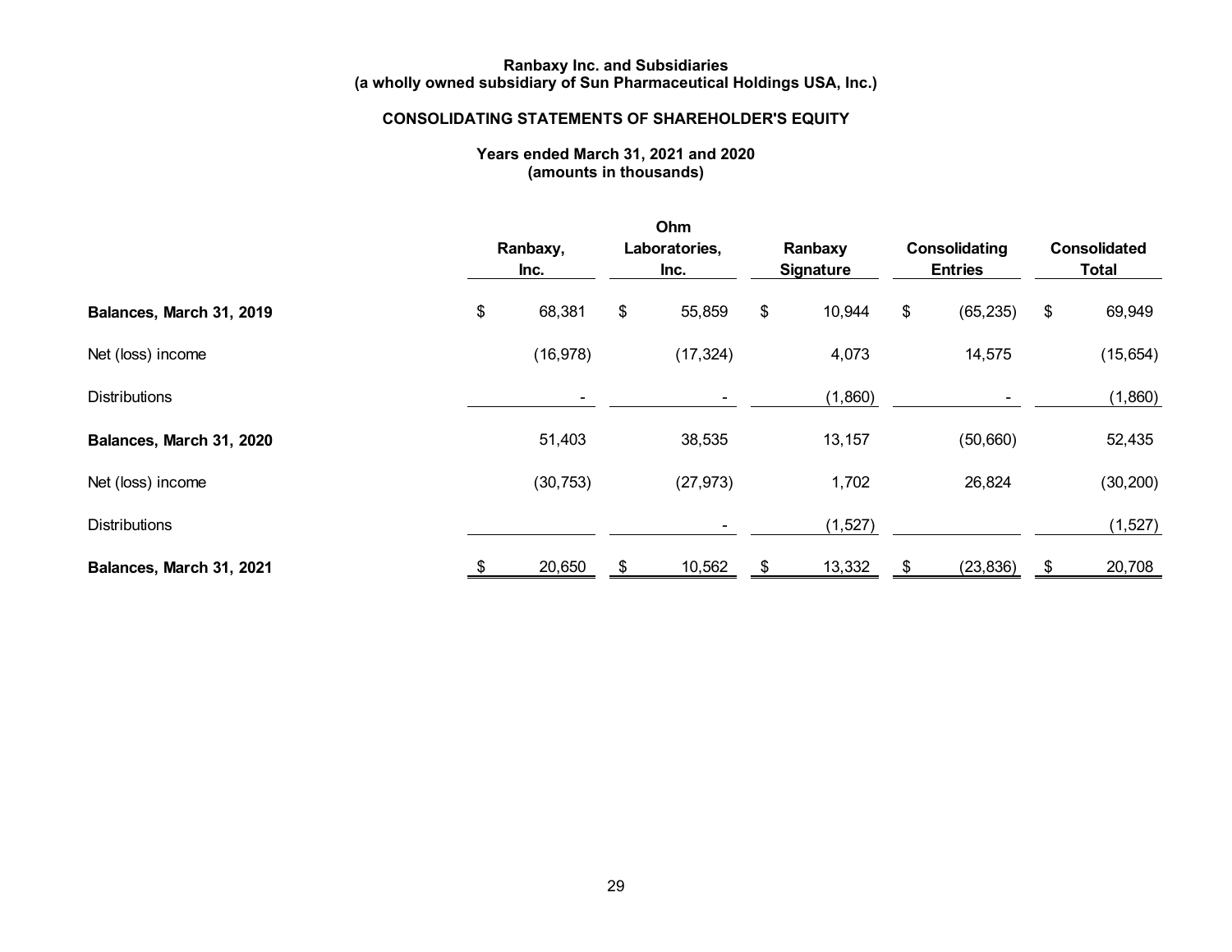**Ranbaxy Inc. and Subsidiaries**
**(a wholly owned subsidiary of Sun Pharmaceutical Holdings USA, Inc.)**

**CONSOLIDATING STATEMENTS OF SHAREHOLDER'S EQUITY**

**Years ended March 31, 2021 and 2020**
**(amounts in thousands)**

| | Ranbaxy, Inc. | Ohm Laboratories, Inc. | Ranbaxy Signature | Consolidating Entries | Consolidated Total |
|---|---|---|---|---|---|
| **Balances, March 31, 2019** | $ 68,381 | $ 55,859 | $ 10,944 | $ (65,235) | $ 69,949 |
| Net (loss) income | (16,978) | (17,324) | 4,073 | 14,575 | (15,654) |
| Distributions | - | - | (1,860) | - | (1,860) |
| **Balances, March 31, 2020** | 51,403 | 38,535 | 13,157 | (50,660) | 52,435 |
| Net (loss) income | (30,753) | (27,973) | 1,702 | 26,824 | (30,200) |
| Distributions | | - | (1,527) | | (1,527) |
| **Balances, March 31, 2021** | $ 20,650 | $ 10,562 | $ 13,332 | $ (23,836) | $ 20,708 |